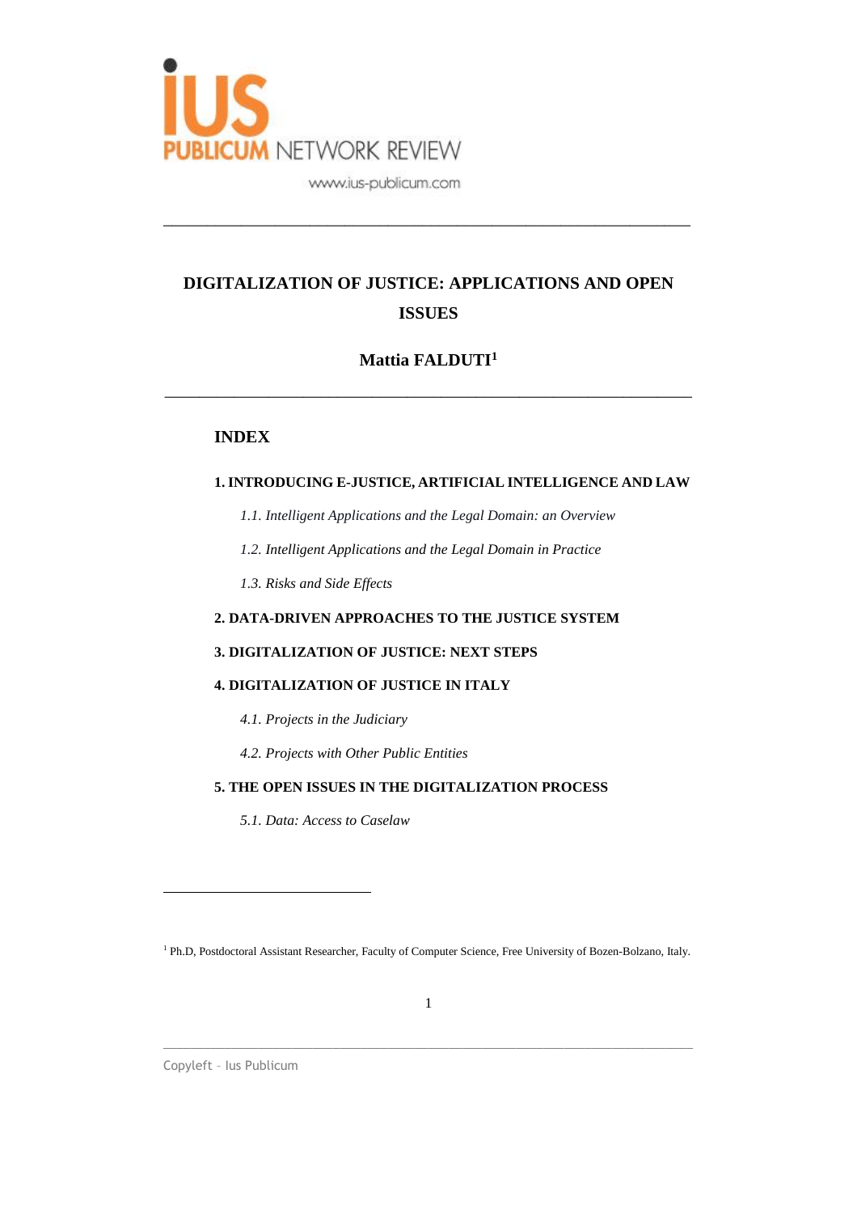# DIGITALIZATION OF JUSTICE: APPLICATIONS AND OPEN ISSUES

**Mattia FALDUTI**[1]

## INDEX

**1. INTRODUCING E-JUSTICE, ARTIFICIAL INTELLIGENCE AND LAW**

*1.1. Intelligent Applications and the Legal Domain: an Overview*

*1.2. Intelligent Applications and the Legal Domain in Practice*

*1.3. Risks and Side Effects*

**2. DATA-DRIVEN APPROACHES TO THE JUSTICE SYSTEM**

**3. DIGITALIZATION OF JUSTICE: NEXT STEPS**

**4. DIGITALIZATION OF JUSTICE IN ITALY**

*4.1. Projects in the Judiciary*

*4.2. Projects with Other Public Entities*

**5. THE OPEN ISSUES IN THE DIGITALIZATION PROCESS**

*5.1. Data: Access to Caselaw*

---

[1] Ph.D, Postdoctoral Assistant Researcher, Faculty of Computer Science, Free University of Bozen-Bolzano, Italy.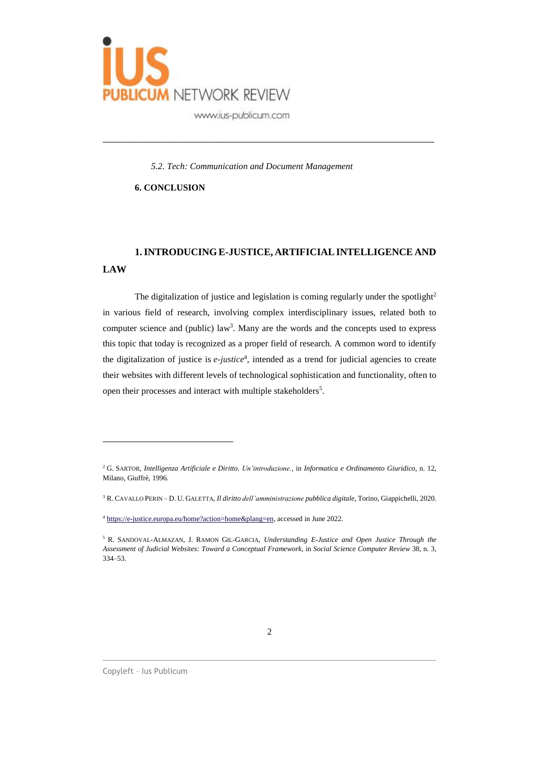*5.2. Tech: Communication and Document Management*

**6. CONCLUSION**

## 1. INTRODUCING E-JUSTICE, ARTIFICIAL INTELLIGENCE AND LAW

The digitalization of justice and legislation is coming regularly under the spotlight[2] in various field of research, involving complex interdisciplinary issues, related both to computer science and (public) law[3]. Many are the words and the concepts used to express this topic that today is recognized as a proper field of research. A common word to identify the digitalization of justice is *e-justice*[4], intended as a trend for judicial agencies to create their websites with different levels of technological sophistication and functionality, often to open their processes and interact with multiple stakeholders[5].

---

[2] G. Sartor, *Intelligenza Artificiale e Diritto. Un'introduzione.*, in *Informatica e Ordinamento Giuridico*, n. 12, Milano, Giuffrè, 1996.

[3] R. Cavallo Perin – D. U. Galetta, *Il diritto dell'amministrazione pubblica digitale*, Torino, Giappichelli, 2020.

[4] https://e-justice.europa.eu/home?action=home&plang=en, accessed in June 2022.

[5] R. Sandoval-Almazan, J. Ramon Gil-Garcia, *Understanding E-Justice and Open Justice Through the Assessment of Judicial Websites: Toward a Conceptual Framework*, in *Social Science Computer Review* 38, n. 3, 334–53.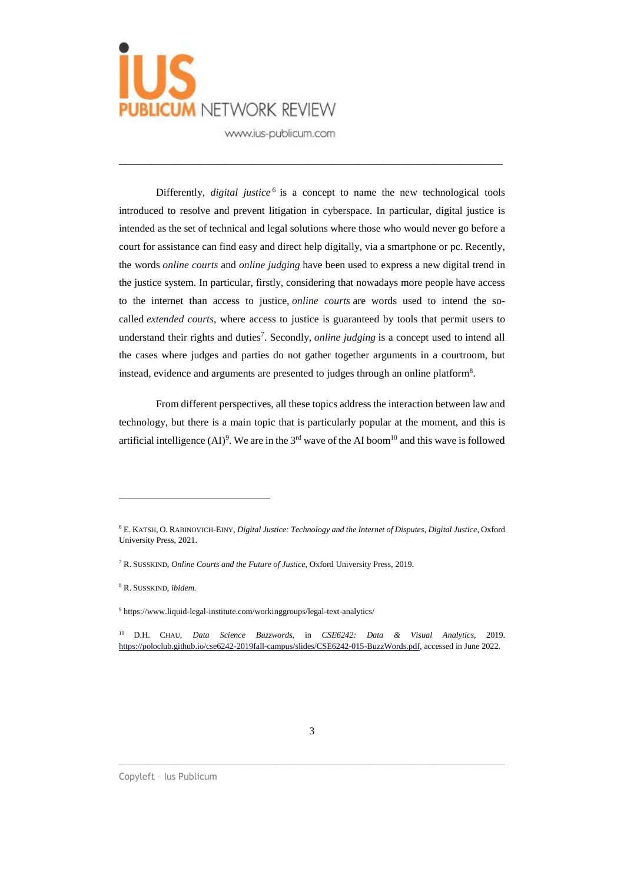Differently, *digital justice*[6] is a concept to name the new technological tools introduced to resolve and prevent litigation in cyberspace. In particular, digital justice is intended as the set of technical and legal solutions where those who would never go before a court for assistance can find easy and direct help digitally, via a smartphone or pc. Recently, the words *online courts* and *online judging* have been used to express a new digital trend in the justice system. In particular, firstly, considering that nowadays more people have access to the internet than access to justice, *online courts* are words used to intend the so-called *extended courts*, where access to justice is guaranteed by tools that permit users to understand their rights and duties[7]. Secondly, *online judging* is a concept used to intend all the cases where judges and parties do not gather together arguments in a courtroom, but instead, evidence and arguments are presented to judges through an online platform[8].

From different perspectives, all these topics address the interaction between law and technology, but there is a main topic that is particularly popular at the moment, and this is artificial intelligence (AI)[9]. We are in the 3rd wave of the AI boom[10] and this wave is followed

---

[6] E. KATSH, O. RABINOVICH-EINY, *Digital Justice: Technology and the Internet of Disputes*, *Digital Justice*, Oxford University Press, 2021.

[7] R. SUSSKIND, *Online Courts and the Future of Justice*, Oxford University Press, 2019.

[8] R. SUSSKIND, *ibidem.*

[9] https://www.liquid-legal-institute.com/workinggroups/legal-text-analytics/

[10] D.H. CHAU, *Data Science Buzzwords*, in *CSE6242: Data & Visual Analytics*, 2019. https://poloclub.github.io/cse6242-2019fall-campus/slides/CSE6242-015-BuzzWords.pdf, accessed in June 2022.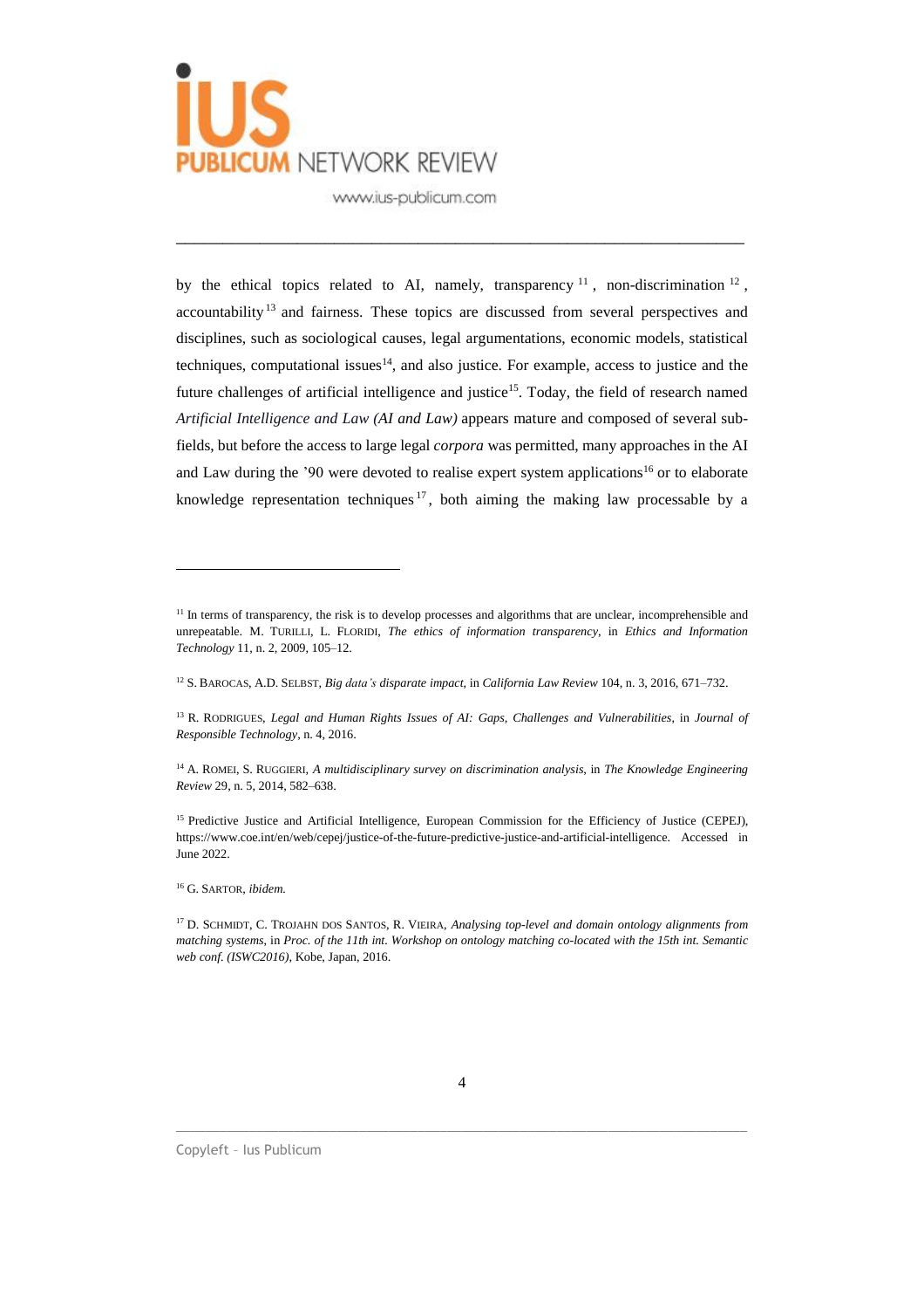by the ethical topics related to AI, namely, transparency [11], non-discrimination [12], accountability [13] and fairness. These topics are discussed from several perspectives and disciplines, such as sociological causes, legal argumentations, economic models, statistical techniques, computational issues[14], and also justice. For example, access to justice and the future challenges of artificial intelligence and justice[15]. Today, the field of research named *Artificial Intelligence and Law (AI and Law)* appears mature and composed of several sub-fields, but before the access to large legal *corpora* was permitted, many approaches in the AI and Law during the '90 were devoted to realise expert system applications[16] or to elaborate knowledge representation techniques[17], both aiming the making law processable by a

---

[11] In terms of transparency, the risk is to develop processes and algorithms that are unclear, incomprehensible and unrepeatable. M. TURILLI, L. FLORIDI, *The ethics of information transparency*, in *Ethics and Information Technology* 11, n. 2, 2009, 105–12.

[12] S. BAROCAS, A.D. SELBST, *Big data's disparate impact*, in *California Law Review* 104, n. 3, 2016, 671–732.

[13] R. RODRIGUES, *Legal and Human Rights Issues of AI: Gaps, Challenges and Vulnerabilities*, in *Journal of Responsible Technology*, n. 4, 2016.

[14] A. ROMEI, S. RUGGIERI, *A multidisciplinary survey on discrimination analysis*, in *The Knowledge Engineering Review* 29, n. 5, 2014, 582–638.

[15] Predictive Justice and Artificial Intelligence, European Commission for the Efficiency of Justice (CEPEJ), https://www.coe.int/en/web/cepej/justice-of-the-future-predictive-justice-and-artificial-intelligence. Accessed in June 2022.

[16] G. SARTOR, *ibidem.*

[17] D. SCHMIDT, C. TROJAHN DOS SANTOS, R. VIEIRA, *Analysing top-level and domain ontology alignments from matching systems*, in *Proc. of the 11th int. Workshop on ontology matching co-located with the 15th int. Semantic web conf. (ISWC2016)*, Kobe, Japan, 2016.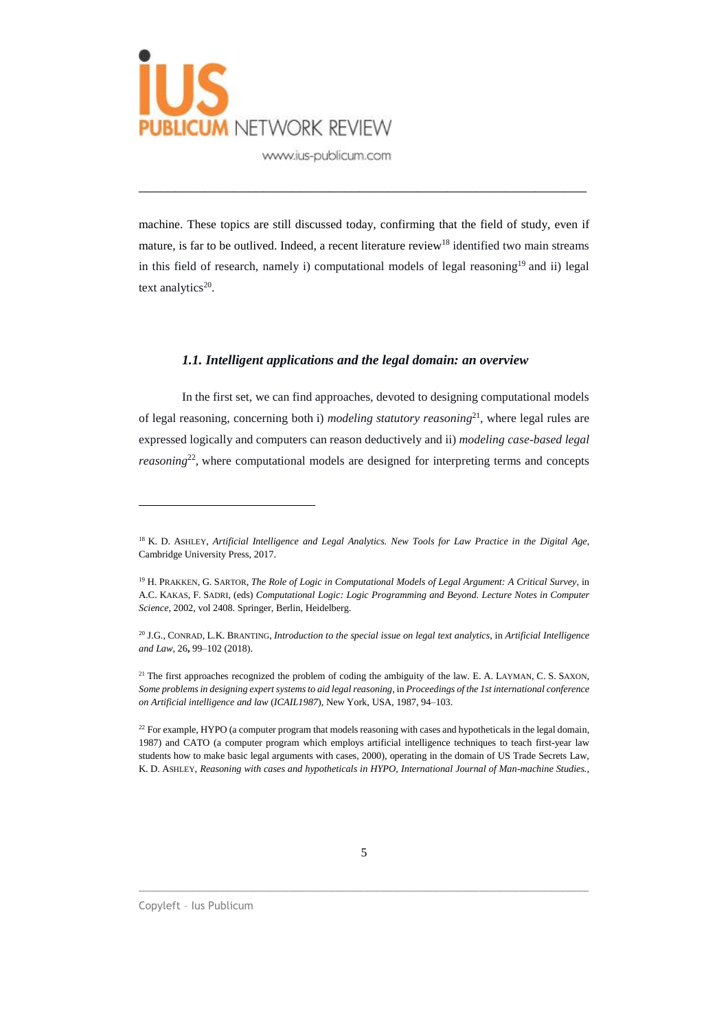machine. These topics are still discussed today, confirming that the field of study, even if mature, is far to be outlived. Indeed, a recent literature review[18] identified two main streams in this field of research, namely i) computational models of legal reasoning[19] and ii) legal text analytics[20].

### *1.1. Intelligent applications and the legal domain: an overview*

In the first set, we can find approaches, devoted to designing computational models of legal reasoning, concerning both i) *modeling statutory reasoning*[21], where legal rules are expressed logically and computers can reason deductively and ii) *modeling case-based legal reasoning*[22], where computational models are designed for interpreting terms and concepts

---

[18] K. D. ASHLEY, *Artificial Intelligence and Legal Analytics. New Tools for Law Practice in the Digital Age*, Cambridge University Press, 2017.

[19] H. PRAKKEN, G. SARTOR, *The Role of Logic in Computational Models of Legal Argument: A Critical Survey*, in A.C. KAKAS, F. SADRI, (eds) *Computational Logic: Logic Programming and Beyond. Lecture Notes in Computer Science*, 2002, vol 2408. Springer, Berlin, Heidelberg.

[20] J.G., CONRAD, L.K. BRANTING, *Introduction to the special issue on legal text analytics*, in *Artificial Intelligence and Law*, 26**,** 99–102 (2018).

[21] The first approaches recognized the problem of coding the ambiguity of the law. E. A. LAYMAN, C. S. SAXON, *Some problems in designing expert systems to aid legal reasoning*, in *Proceedings of the 1st international conference on Artificial intelligence and law* (*ICAIL1987*), New York, USA, 1987, 94–103.

[22] For example, HYPO (a computer program that models reasoning with cases and hypotheticals in the legal domain, 1987) and CATO (a computer program which employs artificial intelligence techniques to teach first-year law students how to make basic legal arguments with cases, 2000), operating in the domain of US Trade Secrets Law, K. D. ASHLEY, *Reasoning with cases and hypotheticals in HYPO, International Journal of Man-machine Studies.*,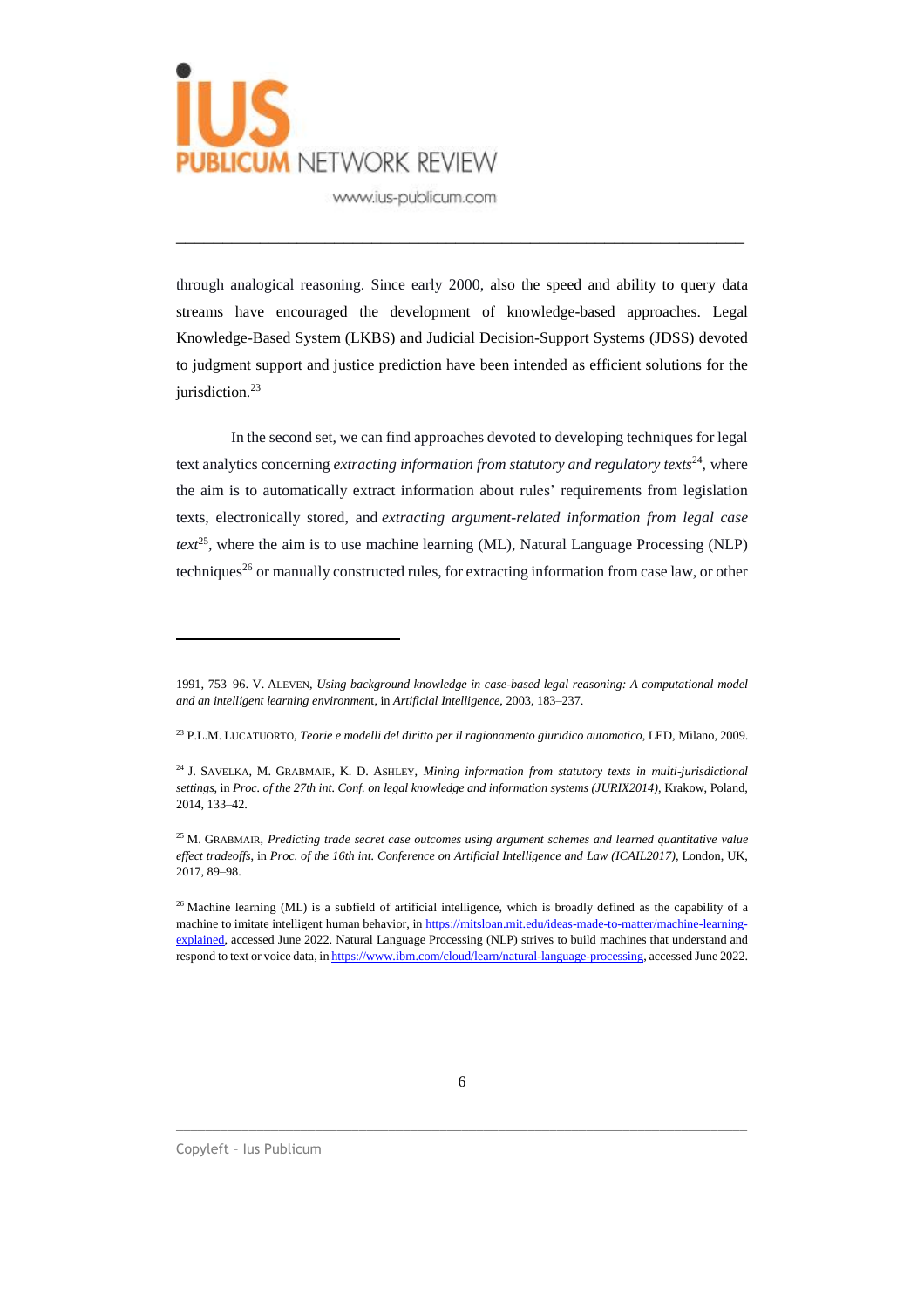through analogical reasoning. Since early 2000, also the speed and ability to query data streams have encouraged the development of knowledge-based approaches. Legal Knowledge-Based System (LKBS) and Judicial Decision-Support Systems (JDSS) devoted to judgment support and justice prediction have been intended as efficient solutions for the jurisdiction.[23]

In the second set, we can find approaches devoted to developing techniques for legal text analytics concerning *extracting information from statutory and regulatory texts*[24], where the aim is to automatically extract information about rules' requirements from legislation texts, electronically stored, and *extracting argument-related information from legal case text*[25], where the aim is to use machine learning (ML), Natural Language Processing (NLP) techniques[26] or manually constructed rules, for extracting information from case law, or other

---

1991, 753–96. V. ALEVEN, *Using background knowledge in case-based legal reasoning: A computational model and an intelligent learning environment*, in *Artificial Intelligence*, 2003, 183–237.

[23] P.L.M. LUCATUORTO, *Teorie e modelli del diritto per il ragionamento giuridico automatico*, LED, Milano, 2009.

[24] J. SAVELKA, M. GRABMAIR, K. D. ASHLEY, *Mining information from statutory texts in multi-jurisdictional settings*, in *Proc. of the 27th int. Conf. on legal knowledge and information systems (JURIX2014)*, Krakow, Poland, 2014, 133–42.

[25] M. GRABMAIR, *Predicting trade secret case outcomes using argument schemes and learned quantitative value effect tradeoffs*, in *Proc. of the 16th int. Conference on Artificial Intelligence and Law (ICAIL2017)*, London, UK, 2017, 89–98.

[26] Machine learning (ML) is a subfield of artificial intelligence, which is broadly defined as the capability of a machine to imitate intelligent human behavior, in https://mitsloan.mit.edu/ideas-made-to-matter/machine-learning-explained, accessed June 2022. Natural Language Processing (NLP) strives to build machines that understand and respond to text or voice data, in https://www.ibm.com/cloud/learn/natural-language-processing, accessed June 2022.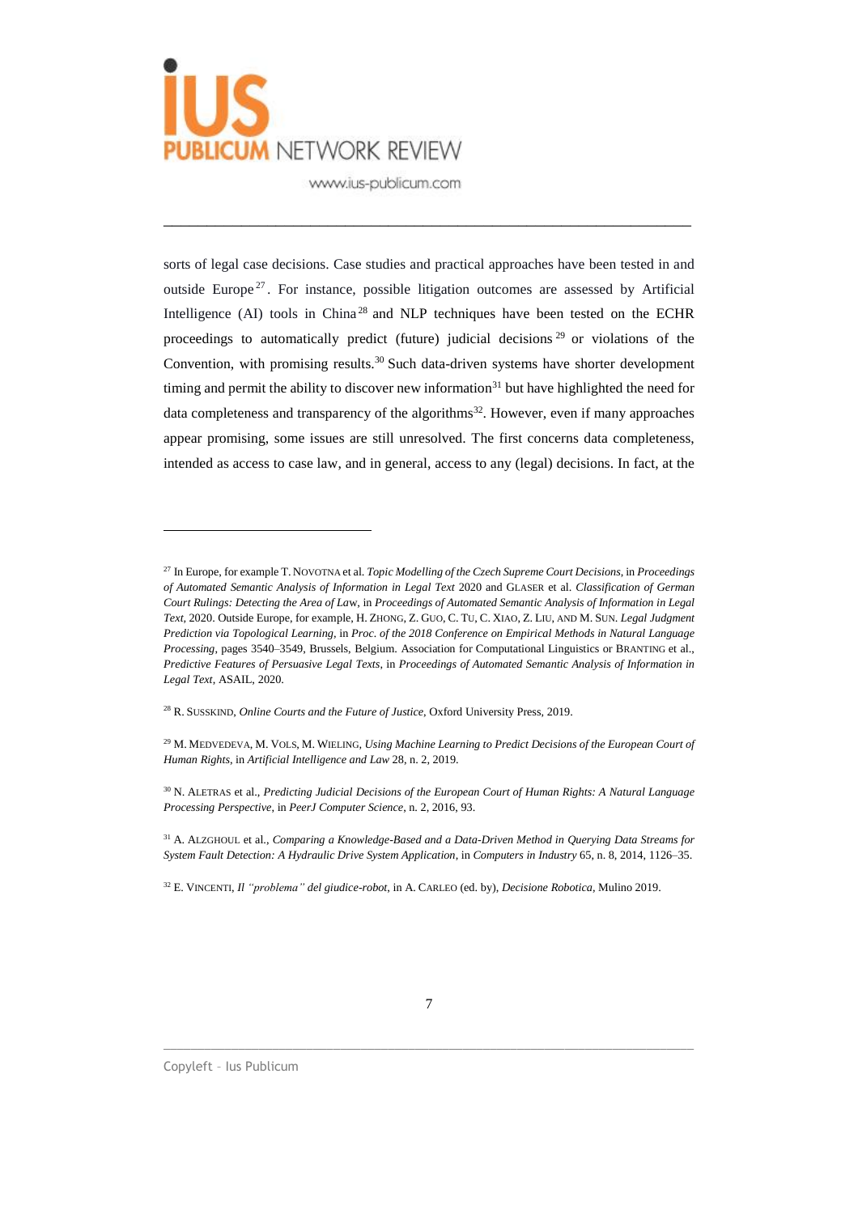sorts of legal case decisions. Case studies and practical approaches have been tested in and outside Europe[27]. For instance, possible litigation outcomes are assessed by Artificial Intelligence (AI) tools in China[28] and NLP techniques have been tested on the ECHR proceedings to automatically predict (future) judicial decisions[29] or violations of the Convention, with promising results.[30] Such data-driven systems have shorter development timing and permit the ability to discover new information[31] but have highlighted the need for data completeness and transparency of the algorithms[32]. However, even if many approaches appear promising, some issues are still unresolved. The first concerns data completeness, intended as access to case law, and in general, access to any (legal) decisions. In fact, at the

---

[27] In Europe, for example T. NOVOTNA et al. *Topic Modelling of the Czech Supreme Court Decisions*, in *Proceedings of Automated Semantic Analysis of Information in Legal Text* 2020 and GLASER et al. *Classification of German Court Rulings: Detecting the Area of Law*, in *Proceedings of Automated Semantic Analysis of Information in Legal Text*, 2020. Outside Europe, for example, H. ZHONG, Z. GUO, C. TU, C. XIAO, Z. LIU, AND M. SUN. *Legal Judgment Prediction via Topological Learning*, in *Proc. of the 2018 Conference on Empirical Methods in Natural Language Processing*, pages 3540–3549, Brussels, Belgium. Association for Computational Linguistics or BRANTING et al., *Predictive Features of Persuasive Legal Texts*, in *Proceedings of Automated Semantic Analysis of Information in Legal Text*, ASAIL, 2020.

[28] R. SUSSKIND, *Online Courts and the Future of Justice*, Oxford University Press, 2019.

[29] M. MEDVEDEVA, M. VOLS, M. WIELING, *Using Machine Learning to Predict Decisions of the European Court of Human Rights*, in *Artificial Intelligence and Law* 28, n. 2, 2019.

[30] N. ALETRAS et al., *Predicting Judicial Decisions of the European Court of Human Rights: A Natural Language Processing Perspective*, in *PeerJ Computer Science*, n. 2, 2016, 93.

[31] A. ALZGHOUL et al., *Comparing a Knowledge-Based and a Data-Driven Method in Querying Data Streams for System Fault Detection: A Hydraulic Drive System Application*, in *Computers in Industry* 65, n. 8, 2014, 1126–35.

[32] E. VINCENTI, *Il "problema" del giudice-robot*, in A. CARLEO (ed. by), *Decisione Robotica*, Mulino 2019.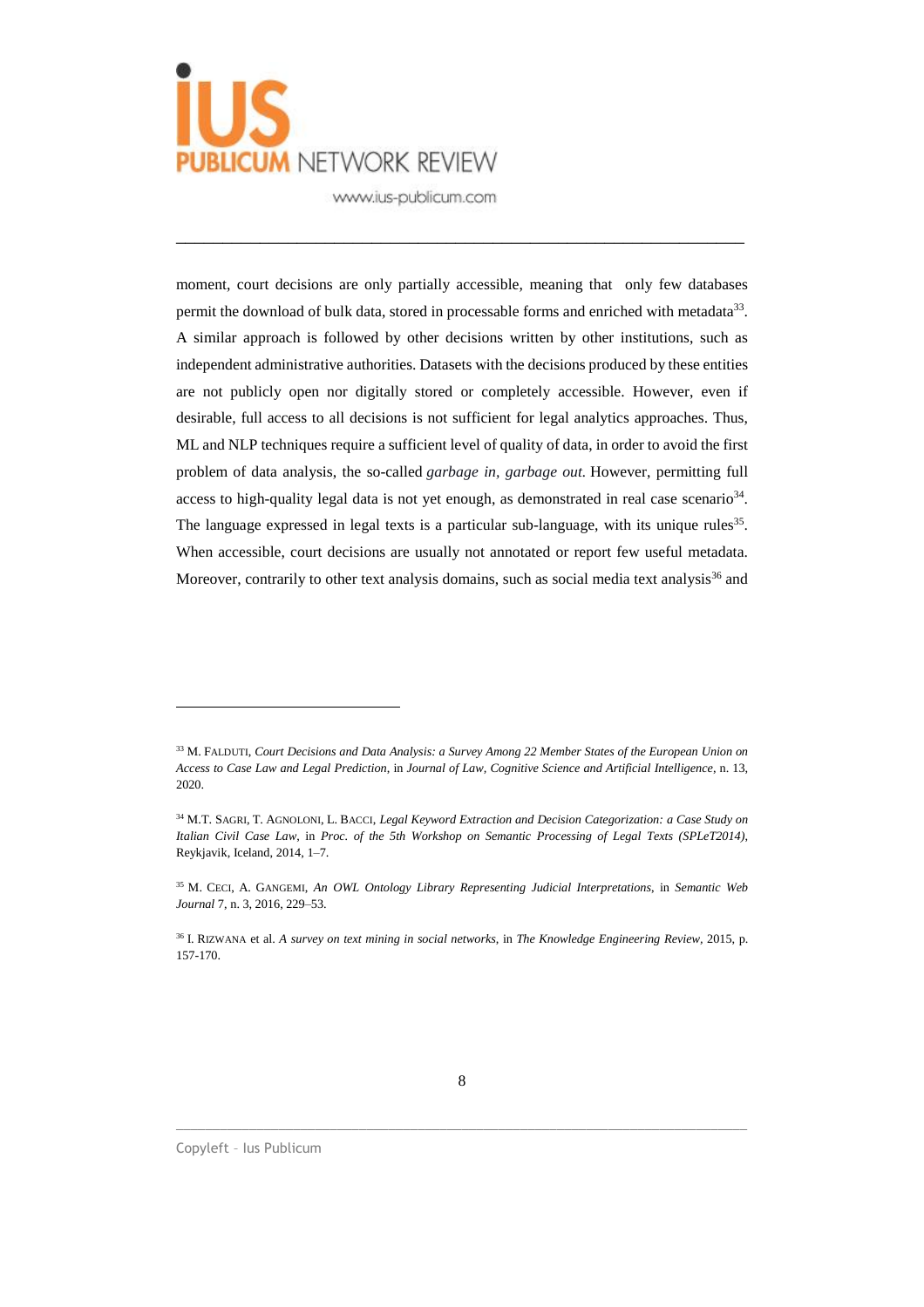moment, court decisions are only partially accessible, meaning that only few databases permit the download of bulk data, stored in processable forms and enriched with metadata[33]. A similar approach is followed by other decisions written by other institutions, such as independent administrative authorities. Datasets with the decisions produced by these entities are not publicly open nor digitally stored or completely accessible. However, even if desirable, full access to all decisions is not sufficient for legal analytics approaches. Thus, ML and NLP techniques require a sufficient level of quality of data, in order to avoid the first problem of data analysis, the so-called *garbage in, garbage out*. However, permitting full access to high-quality legal data is not yet enough, as demonstrated in real case scenario[34]. The language expressed in legal texts is a particular sub-language, with its unique rules[35]. When accessible, court decisions are usually not annotated or report few useful metadata. Moreover, contrarily to other text analysis domains, such as social media text analysis[36] and

---

[33] M. FALDUTI, *Court Decisions and Data Analysis: a Survey Among 22 Member States of the European Union on Access to Case Law and Legal Prediction*, in *Journal of Law, Cognitive Science and Artificial Intelligence*, n. 13, 2020.

[34] M.T. SAGRI, T. AGNOLONI, L. BACCI, *Legal Keyword Extraction and Decision Categorization: a Case Study on Italian Civil Case Law*, in *Proc. of the 5th Workshop on Semantic Processing of Legal Texts (SPLeT2014)*, Reykjavik, Iceland, 2014, 1–7.

[35] M. CECI, A. GANGEMI, *An OWL Ontology Library Representing Judicial Interpretations*, in *Semantic Web Journal* 7, n. 3, 2016, 229–53.

[36] I. RIZWANA et al. *A survey on text mining in social networks*, in *The Knowledge Engineering Review*, 2015, p. 157-170.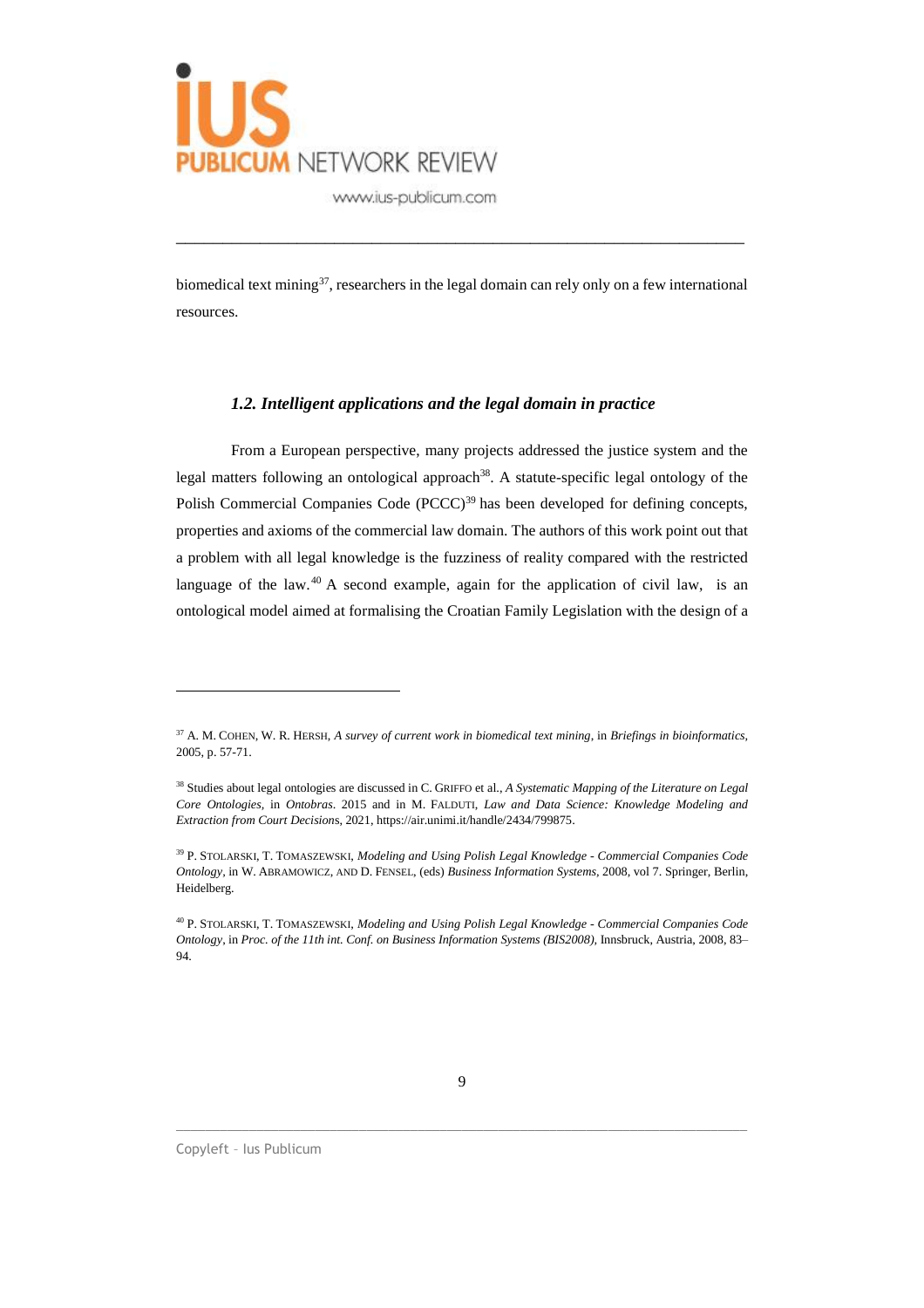biomedical text mining[37], researchers in the legal domain can rely only on a few international resources.

### *1.2. Intelligent applications and the legal domain in practice*

From a European perspective, many projects addressed the justice system and the legal matters following an ontological approach[38]. A statute-specific legal ontology of the Polish Commercial Companies Code (PCCC)[39] has been developed for defining concepts, properties and axioms of the commercial law domain. The authors of this work point out that a problem with all legal knowledge is the fuzziness of reality compared with the restricted language of the law.[40] A second example, again for the application of civil law, is an ontological model aimed at formalising the Croatian Family Legislation with the design of a

---

[37] A. M. COHEN, W. R. HERSH, *A survey of current work in biomedical text mining*, in *Briefings in bioinformatics*, 2005, p. 57-71.

[38] Studies about legal ontologies are discussed in C. GRIFFO et al., *A Systematic Mapping of the Literature on Legal Core Ontologies*, in *Ontobras*. 2015 and in M. FALDUTI, *Law and Data Science: Knowledge Modeling and Extraction from Court Decisions*, 2021, https://air.unimi.it/handle/2434/799875.

[39] P. STOLARSKI, T. TOMASZEWSKI, *Modeling and Using Polish Legal Knowledge - Commercial Companies Code Ontology*, in W. ABRAMOWICZ, AND D. FENSEL, (eds) *Business Information Systems*, 2008, vol 7. Springer, Berlin, Heidelberg.

[40] P. STOLARSKI, T. TOMASZEWSKI, *Modeling and Using Polish Legal Knowledge - Commercial Companies Code Ontology*, in *Proc. of the 11th int. Conf. on Business Information Systems (BIS2008)*, Innsbruck, Austria, 2008, 83–94.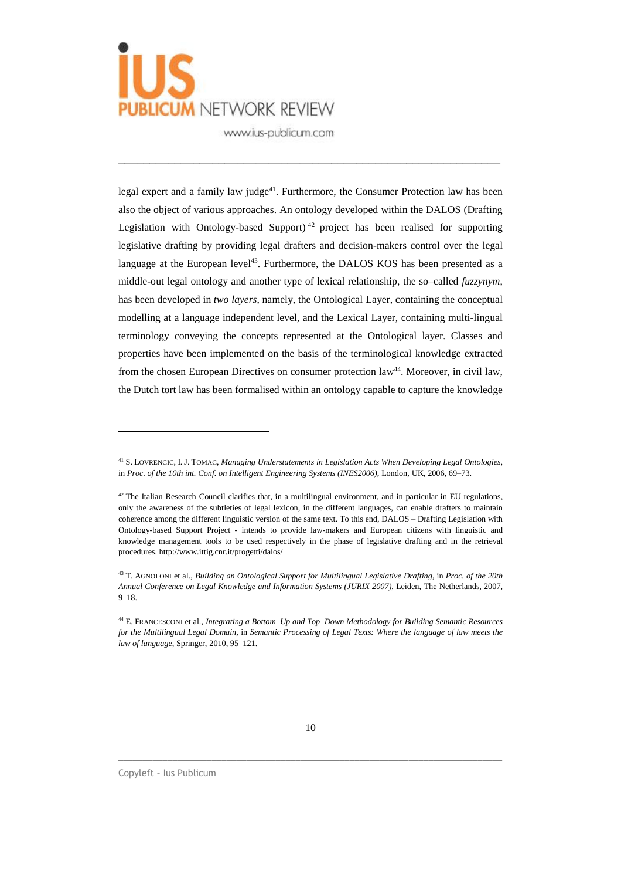legal expert and a family law judge[41]. Furthermore, the Consumer Protection law has been also the object of various approaches. An ontology developed within the DALOS (Drafting Legislation with Ontology-based Support)[42] project has been realised for supporting legislative drafting by providing legal drafters and decision-makers control over the legal language at the European level[43]. Furthermore, the DALOS KOS has been presented as a middle-out legal ontology and another type of lexical relationship, the so–called *fuzzynym*, has been developed in *two layers*, namely, the Ontological Layer, containing the conceptual modelling at a language independent level, and the Lexical Layer, containing multi-lingual terminology conveying the concepts represented at the Ontological layer. Classes and properties have been implemented on the basis of the terminological knowledge extracted from the chosen European Directives on consumer protection law[44]. Moreover, in civil law, the Dutch tort law has been formalised within an ontology capable to capture the knowledge

---

[41] S. LOVRENCIC, I. J. TOMAC, *Managing Understatements in Legislation Acts When Developing Legal Ontologies*, in *Proc. of the 10th int. Conf. on Intelligent Engineering Systems (INES2006)*, London, UK, 2006, 69–73.

[42] The Italian Research Council clarifies that, in a multilingual environment, and in particular in EU regulations, only the awareness of the subtleties of legal lexicon, in the different languages, can enable drafters to maintain coherence among the different linguistic version of the same text. To this end, DALOS – Drafting Legislation with Ontology-based Support Project - intends to provide law-makers and European citizens with linguistic and knowledge management tools to be used respectively in the phase of legislative drafting and in the retrieval procedures. http://www.ittig.cnr.it/progetti/dalos/

[43] T. AGNOLONI et al., *Building an Ontological Support for Multilingual Legislative Drafting*, in *Proc. of the 20th Annual Conference on Legal Knowledge and Information Systems (JURIX 2007)*, Leiden, The Netherlands, 2007, 9–18.

[44] E. FRANCESCONI et al., *Integrating a Bottom–Up and Top–Down Methodology for Building Semantic Resources for the Multilingual Legal Domain*, in *Semantic Processing of Legal Texts: Where the language of law meets the law of language*, Springer, 2010, 95–121.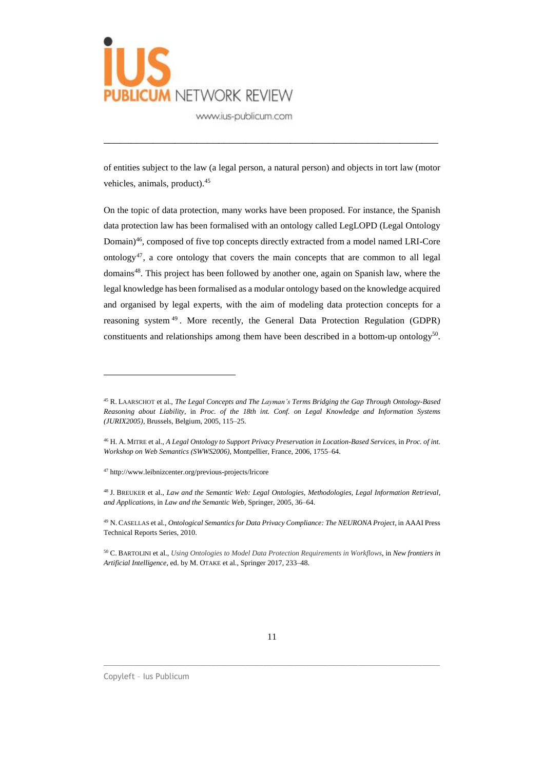of entities subject to the law (a legal person, a natural person) and objects in tort law (motor vehicles, animals, product).[45]

On the topic of data protection, many works have been proposed. For instance, the Spanish data protection law has been formalised with an ontology called LegLOPD (Legal Ontology Domain)[46], composed of five top concepts directly extracted from a model named LRI-Core ontology[47], a core ontology that covers the main concepts that are common to all legal domains[48]. This project has been followed by another one, again on Spanish law, where the legal knowledge has been formalised as a modular ontology based on the knowledge acquired and organised by legal experts, with the aim of modeling data protection concepts for a reasoning system[49]. More recently, the General Data Protection Regulation (GDPR) constituents and relationships among them have been described in a bottom-up ontology[50].

---

[45] R. LAARSCHOT et al., *The Legal Concepts and The Layman's Terms Bridging the Gap Through Ontology-Based Reasoning about Liability*, in *Proc. of the 18th int. Conf. on Legal Knowledge and Information Systems (JURIX2005)*, Brussels, Belgium, 2005, 115–25.

[46] H. A. MITRE et al., *A Legal Ontology to Support Privacy Preservation in Location-Based Services*, in *Proc. of int. Workshop on Web Semantics (SWWS2006)*, Montpellier, France, 2006, 1755–64.

[47] http://www.leibnizcenter.org/previous-projects/lricore

[48] J. BREUKER et al., *Law and the Semantic Web: Legal Ontologies, Methodologies, Legal Information Retrieval, and Applications*, in *Law and the Semantic Web*, Springer, 2005, 36–64.

[49] N. CASELLAS et al., *Ontological Semantics for Data Privacy Compliance: The NEURONA Project*, in AAAI Press Technical Reports Series, 2010.

[50] C. BARTOLINI et al., *Using Ontologies to Model Data Protection Requirements in Workflows*, in *New frontiers in Artificial Intelligence*, ed. by M. OTAKE et al., Springer 2017, 233–48.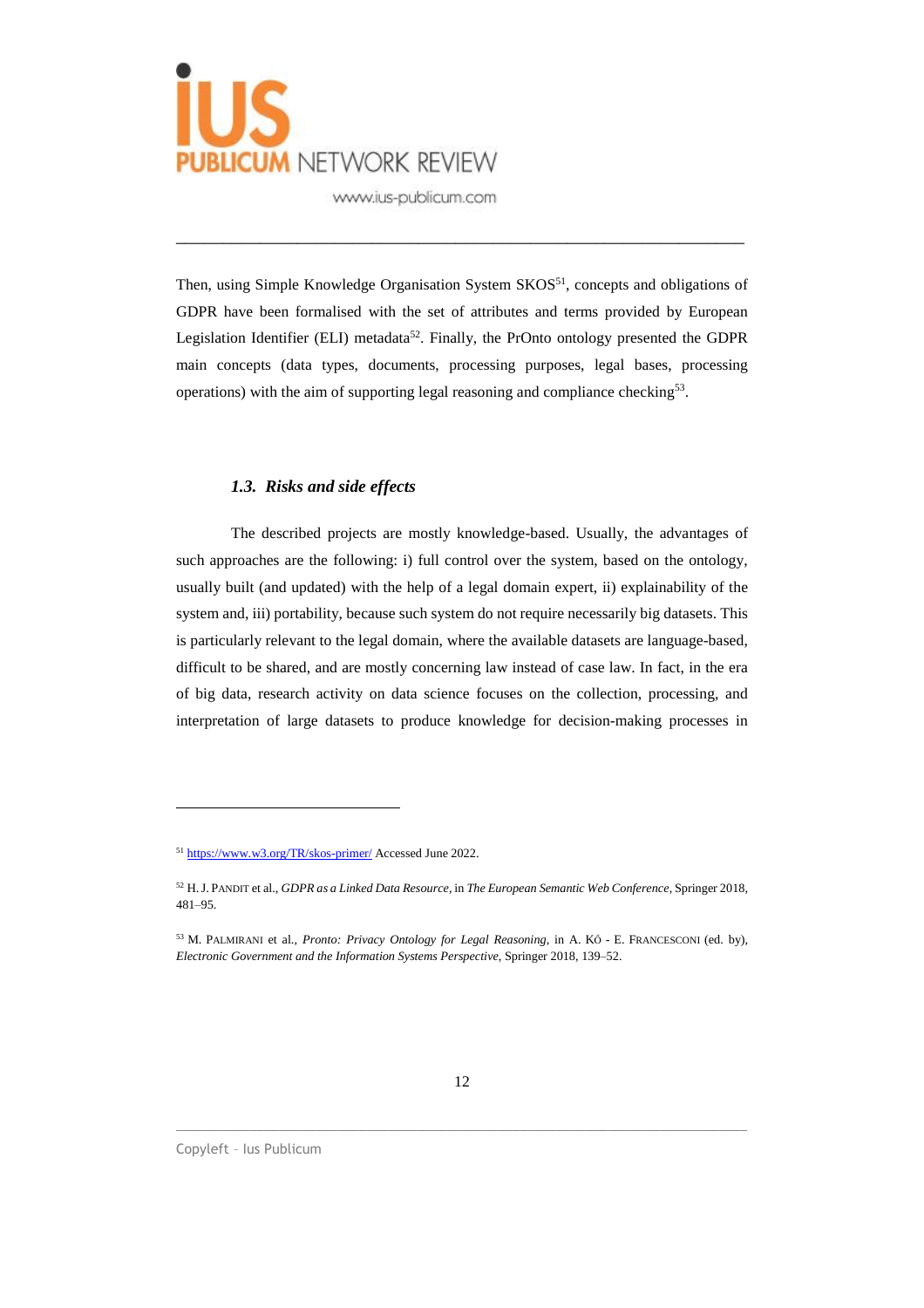Then, using Simple Knowledge Organisation System SKOS[51], concepts and obligations of GDPR have been formalised with the set of attributes and terms provided by European Legislation Identifier (ELI) metadata[52]. Finally, the PrOnto ontology presented the GDPR main concepts (data types, documents, processing purposes, legal bases, processing operations) with the aim of supporting legal reasoning and compliance checking[53].

### *1.3. Risks and side effects*

The described projects are mostly knowledge-based. Usually, the advantages of such approaches are the following: i) full control over the system, based on the ontology, usually built (and updated) with the help of a legal domain expert, ii) explainability of the system and, iii) portability, because such system do not require necessarily big datasets. This is particularly relevant to the legal domain, where the available datasets are language-based, difficult to be shared, and are mostly concerning law instead of case law. In fact, in the era of big data, research activity on data science focuses on the collection, processing, and interpretation of large datasets to produce knowledge for decision-making processes in

---

[51] https://www.w3.org/TR/skos-primer/ Accessed June 2022.

[52] H. J. PANDIT et al., *GDPR as a Linked Data Resource*, in *The European Semantic Web Conference*, Springer 2018, 481–95.

[53] M. PALMIRANI et al., *Pronto: Privacy Ontology for Legal Reasoning*, in A. KŐ - E. FRANCESCONI (ed. by), *Electronic Government and the Information Systems Perspective*, Springer 2018, 139–52.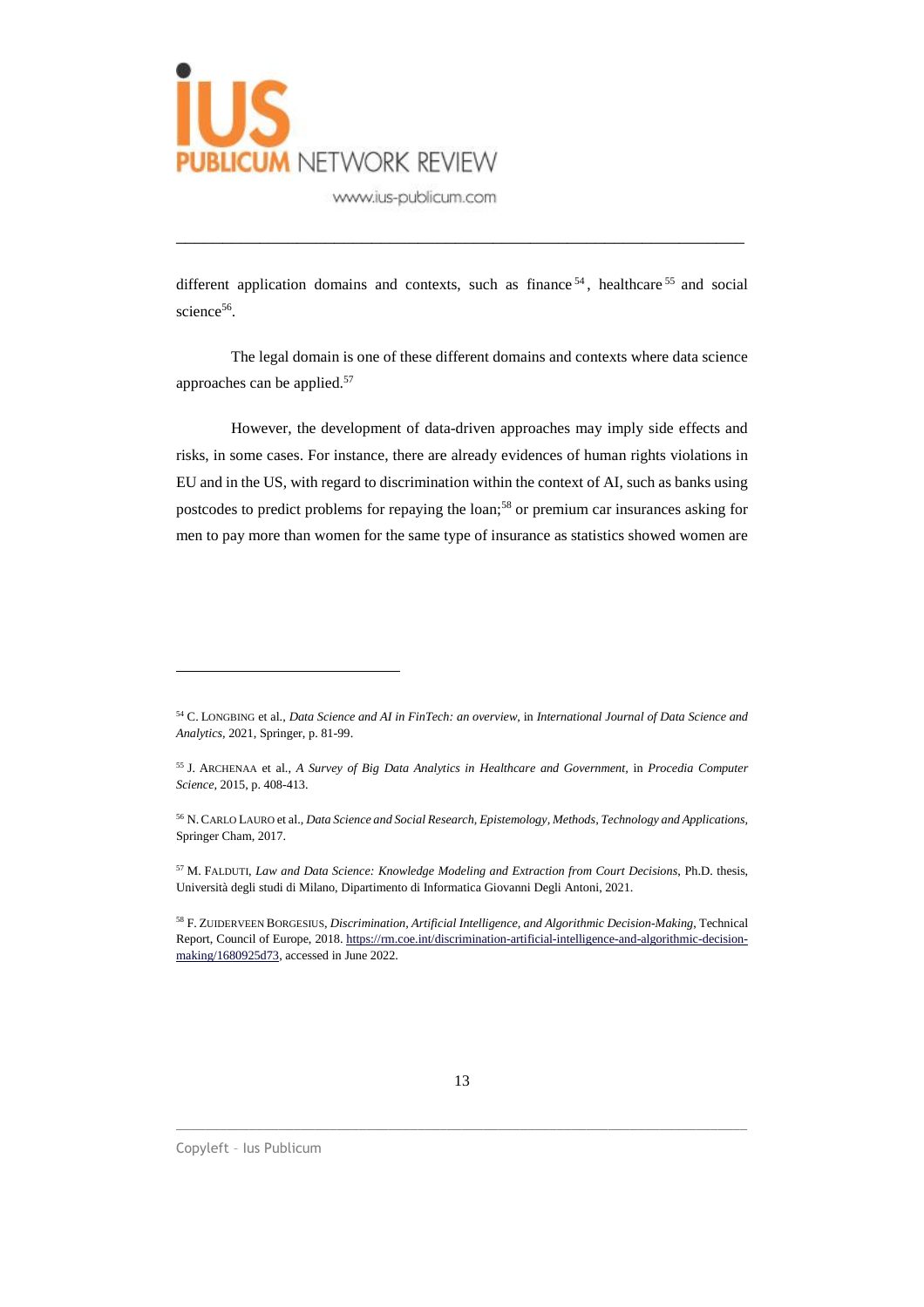different application domains and contexts, such as finance[54], healthcare[55] and social science[56].

The legal domain is one of these different domains and contexts where data science approaches can be applied.[57]

However, the development of data-driven approaches may imply side effects and risks, in some cases. For instance, there are already evidences of human rights violations in EU and in the US, with regard to discrimination within the context of AI, such as banks using postcodes to predict problems for repaying the loan;[58] or premium car insurances asking for men to pay more than women for the same type of insurance as statistics showed women are

---

[54] C. LONGBING et al., *Data Science and AI in FinTech: an overview*, in *International Journal of Data Science and Analytics*, 2021, Springer, p. 81-99.

[55] J. ARCHENAA et al., *A Survey of Big Data Analytics in Healthcare and Government*, in *Procedia Computer Science*, 2015, p. 408-413.

[56] N. CARLO LAURO et al., *Data Science and Social Research, Epistemology, Methods, Technology and Applications*, Springer Cham, 2017.

[57] M. FALDUTI, *Law and Data Science: Knowledge Modeling and Extraction from Court Decisions*, Ph.D. thesis, Università degli studi di Milano, Dipartimento di Informatica Giovanni Degli Antoni, 2021.

[58] F. ZUIDERVEEN BORGESIUS, *Discrimination, Artificial Intelligence, and Algorithmic Decision-Making*, Technical Report, Council of Europe, 2018. https://rm.coe.int/discrimination-artificial-intelligence-and-algorithmic-decision-making/1680925d73, accessed in June 2022.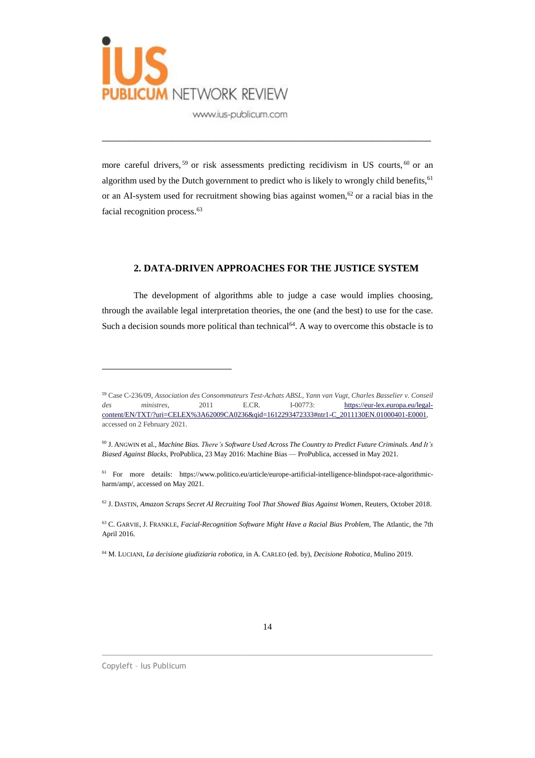more careful drivers,[59] or risk assessments predicting recidivism in US courts,[60] or an algorithm used by the Dutch government to predict who is likely to wrongly child benefits,[61] or an AI-system used for recruitment showing bias against women,[62] or a racial bias in the facial recognition process.[63]

## 2. DATA-DRIVEN APPROACHES FOR THE JUSTICE SYSTEM

The development of algorithms able to judge a case would implies choosing, through the available legal interpretation theories, the one (and the best) to use for the case. Such a decision sounds more political than technical[64]. A way to overcome this obstacle is to

---

[59] Case C-236/09, *Association des Consommateurs Test-Achats ABSL, Yann van Vugt, Charles Basselier v. Conseil des ministres*, 2011 E.CR. I-00773: https://eur-lex.europa.eu/legal-content/EN/TXT/?uri=CELEX%3A62009CA0236&qid=1612293472333#ntr1-C_2011130EN.01000401-E0001, accessed on 2 February 2021.

[60] J. ANGWIN et al., *Machine Bias. There's Software Used Across The Country to Predict Future Criminals. And It's Biased Against Blacks*, ProPublica, 23 May 2016: Machine Bias — ProPublica, accessed in May 2021.

[61] For more details: https://www.politico.eu/article/europe-artificial-intelligence-blindspot-race-algorithmic-harm/amp/, accessed on May 2021.

[62] J. DASTIN, *Amazon Scraps Secret AI Recruiting Tool That Showed Bias Against Women*, Reuters, October 2018.

[63] C. GARVIE, J. FRANKLE, *Facial-Recognition Software Might Have a Racial Bias Problem*, The Atlantic, the 7th April 2016.

[64] M. LUCIANI, *La decisione giudiziaria robotica*, in A. CARLEO (ed. by), *Decisione Robotica*, Mulino 2019.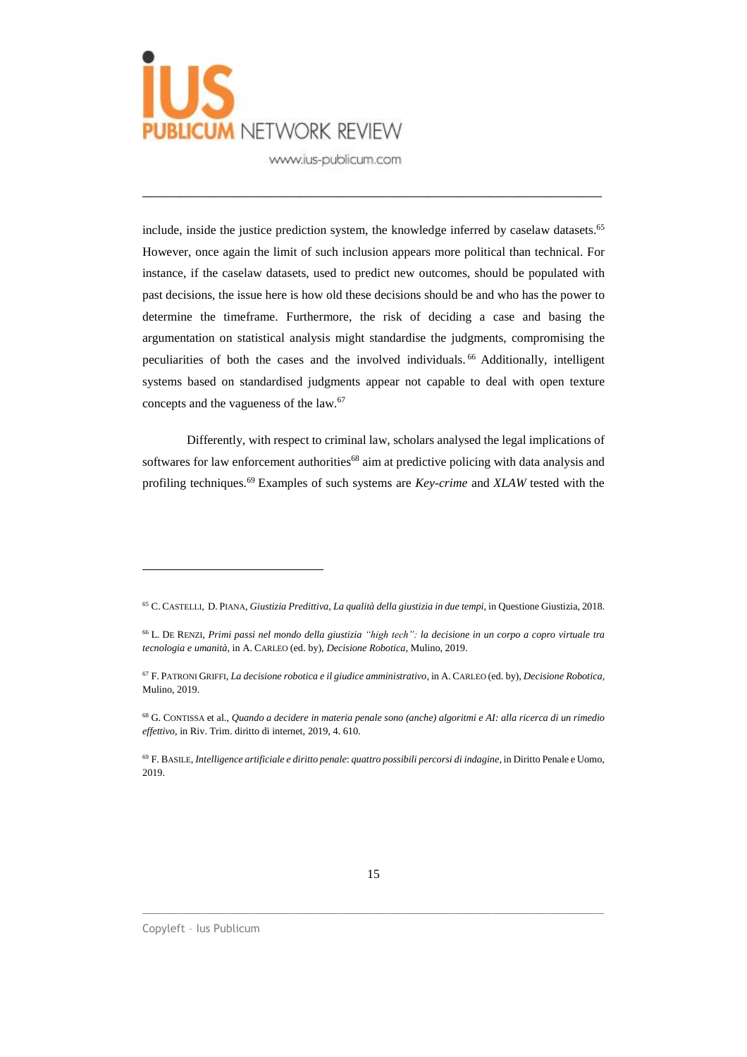include, inside the justice prediction system, the knowledge inferred by caselaw datasets.[65] However, once again the limit of such inclusion appears more political than technical. For instance, if the caselaw datasets, used to predict new outcomes, should be populated with past decisions, the issue here is how old these decisions should be and who has the power to determine the timeframe. Furthermore, the risk of deciding a case and basing the argumentation on statistical analysis might standardise the judgments, compromising the peculiarities of both the cases and the involved individuals.[66] Additionally, intelligent systems based on standardised judgments appear not capable to deal with open texture concepts and the vagueness of the law.[67]

Differently, with respect to criminal law, scholars analysed the legal implications of softwares for law enforcement authorities[68] aim at predictive policing with data analysis and profiling techniques.[69] Examples of such systems are *Key-crime* and *XLAW* tested with the

---

[65] C. Castelli, D. Piana, *Giustizia Predittiva, La qualità della giustizia in due tempi*, in Questione Giustizia, 2018.

[66] L. De Renzi, *Primi passi nel mondo della giustizia "high tech": la decisione in un corpo a copro virtuale tra tecnologia e umanità*, in A. Carleo (ed. by), *Decisione Robotica*, Mulino, 2019.

[67] F. Patroni Griffi, *La decisione robotica e il giudice amministrativo*, in A. Carleo (ed. by), *Decisione Robotica*, Mulino, 2019.

[68] G. Contissa et al., *Quando a decidere in materia penale sono (anche) algoritmi e AI: alla ricerca di un rimedio effettivo*, in Riv. Trim. diritto di internet, 2019, 4. 610.

[69] F. Basile, *Intelligence artificiale e diritto penale*: *quattro possibili percorsi di indagine*, in Diritto Penale e Uomo, 2019.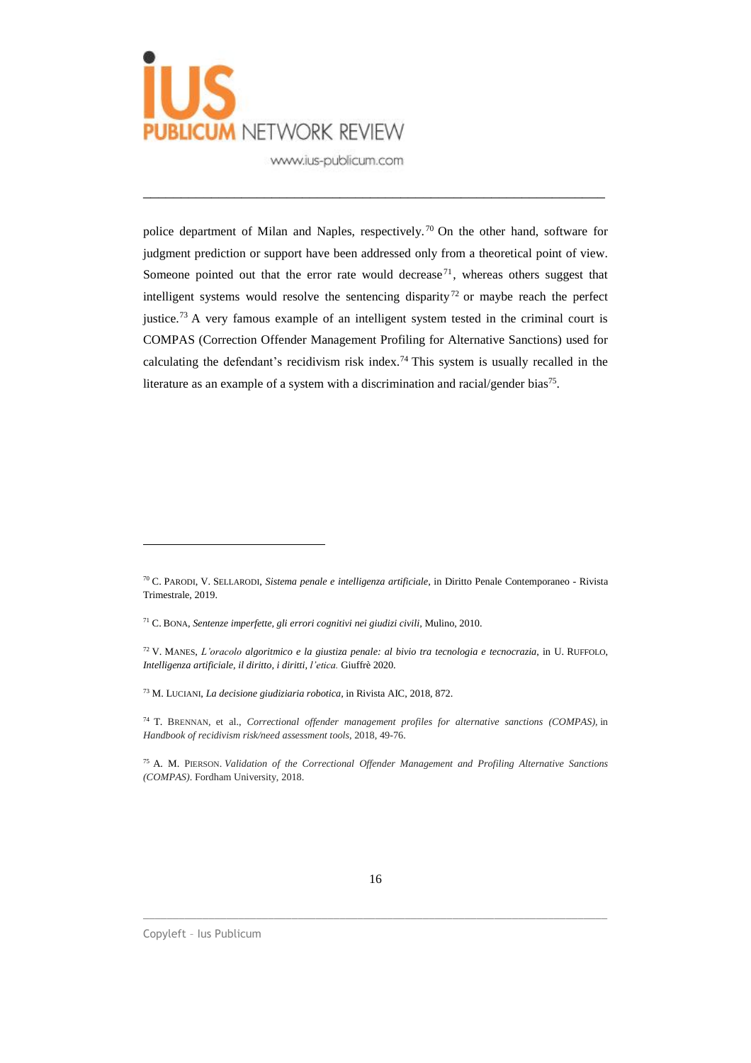police department of Milan and Naples, respectively.[70] On the other hand, software for judgment prediction or support have been addressed only from a theoretical point of view. Someone pointed out that the error rate would decrease[71], whereas others suggest that intelligent systems would resolve the sentencing disparity[72] or maybe reach the perfect justice.[73] A very famous example of an intelligent system tested in the criminal court is COMPAS (Correction Offender Management Profiling for Alternative Sanctions) used for calculating the defendant's recidivism risk index.[74] This system is usually recalled in the literature as an example of a system with a discrimination and racial/gender bias[75].

---

[70] C. PARODI, V. SELLARODI, *Sistema penale e intelligenza artificiale*, in Diritto Penale Contemporaneo - Rivista Trimestrale, 2019.

[71] C. BONA, *Sentenze imperfette, gli errori cognitivi nei giudizi civili*, Mulino, 2010.

[72] V. MANES, *L'oracolo algoritmico e la giustiza penale: al bivio tra tecnologia e tecnocrazia*, in U. RUFFOLO, *Intelligenza artificiale, il diritto, i diritti, l'etica.* Giuffrè 2020.

[73] M. LUCIANI, *La decisione giudiziaria robotica*, in Rivista AIC, 2018, 872.

[74] T. BRENNAN, et al., *Correctional offender management profiles for alternative sanctions (COMPAS)*, in *Handbook of recidivism risk/need assessment tools*, 2018, 49-76.

[75] A. M. PIERSON. *Validation of the Correctional Offender Management and Profiling Alternative Sanctions (COMPAS)*. Fordham University, 2018.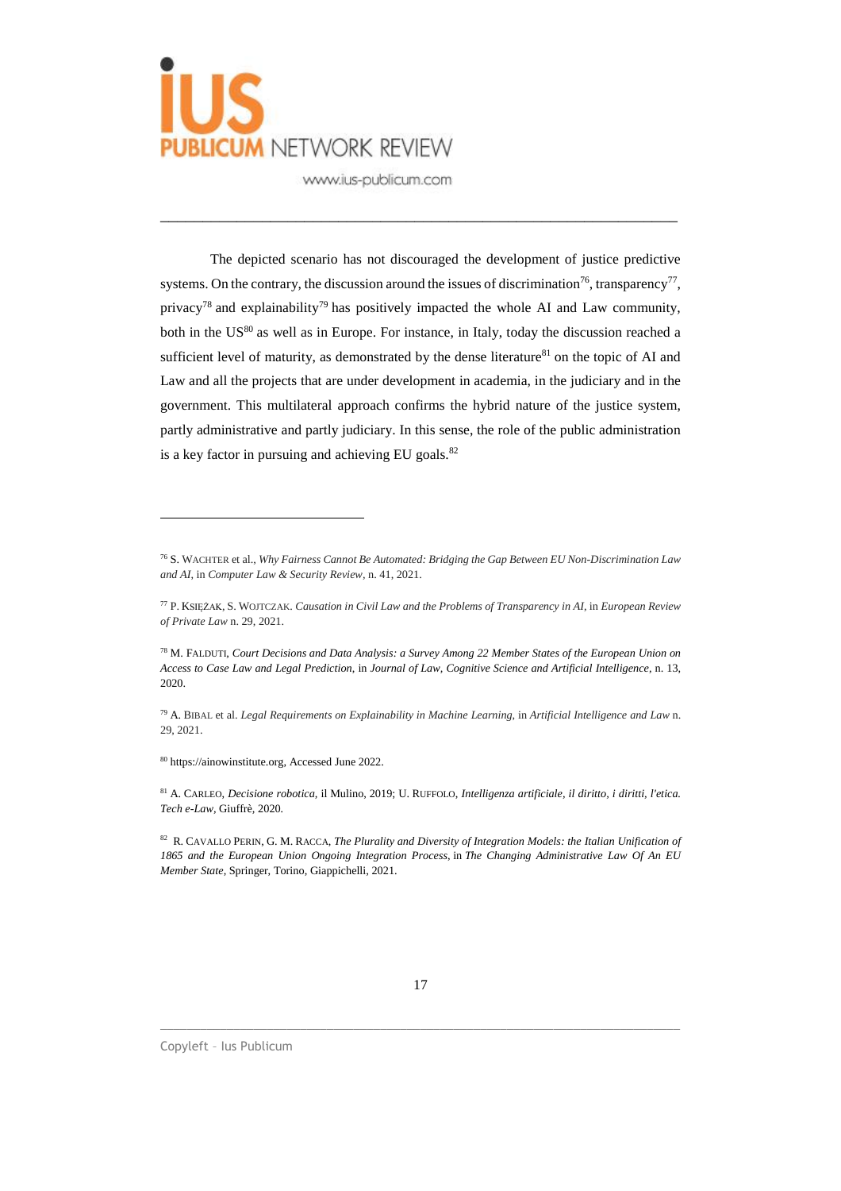The depicted scenario has not discouraged the development of justice predictive systems. On the contrary, the discussion around the issues of discrimination[76], transparency[77], privacy[78] and explainability[79] has positively impacted the whole AI and Law community, both in the US[80] as well as in Europe. For instance, in Italy, today the discussion reached a sufficient level of maturity, as demonstrated by the dense literature[81] on the topic of AI and Law and all the projects that are under development in academia, in the judiciary and in the government. This multilateral approach confirms the hybrid nature of the justice system, partly administrative and partly judiciary. In this sense, the role of the public administration is a key factor in pursuing and achieving EU goals.[82]

---

[76] S. WACHTER et al., *Why Fairness Cannot Be Automated: Bridging the Gap Between EU Non-Discrimination Law and AI*, in *Computer Law & Security Review*, n. 41, 2021.

[77] P. KSIĘŻAK, S. WOJTCZAK. *Causation in Civil Law and the Problems of Transparency in AI*, in *European Review of Private Law* n. 29, 2021.

[78] M. FALDUTI, *Court Decisions and Data Analysis: a Survey Among 22 Member States of the European Union on Access to Case Law and Legal Prediction*, in *Journal of Law, Cognitive Science and Artificial Intelligence*, n. 13, 2020.

[79] A. BIBAL et al. *Legal Requirements on Explainability in Machine Learning*, in *Artificial Intelligence and Law* n. 29, 2021.

[80] https://ainowinstitute.org, Accessed June 2022.

[81] A. CARLEO, *Decisione robotica*, il Mulino, 2019; U. RUFFOLO, *Intelligenza artificiale, il diritto, i diritti, l'etica. Tech e-Law*, Giuffrè, 2020.

[82] R. CAVALLO PERIN, G. M. RACCA, *The Plurality and Diversity of Integration Models: the Italian Unification of 1865 and the European Union Ongoing Integration Process*, in *The Changing Administrative Law Of An EU Member State*, Springer, Torino, Giappichelli, 2021.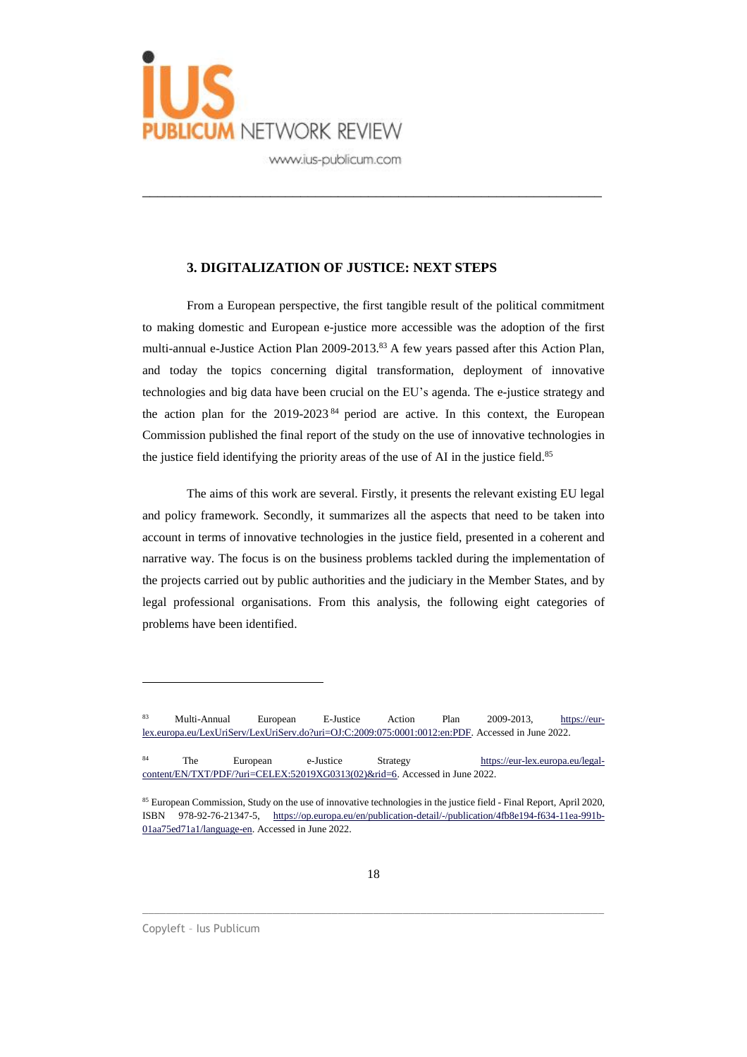### 3. DIGITALIZATION OF JUSTICE: NEXT STEPS

From a European perspective, the first tangible result of the political commitment to making domestic and European e-justice more accessible was the adoption of the first multi-annual e-Justice Action Plan 2009-2013.[83] A few years passed after this Action Plan, and today the topics concerning digital transformation, deployment of innovative technologies and big data have been crucial on the EU's agenda. The e-justice strategy and the action plan for the 2019-2023[84] period are active. In this context, the European Commission published the final report of the study on the use of innovative technologies in the justice field identifying the priority areas of the use of AI in the justice field.[85]

The aims of this work are several. Firstly, it presents the relevant existing EU legal and policy framework. Secondly, it summarizes all the aspects that need to be taken into account in terms of innovative technologies in the justice field, presented in a coherent and narrative way. The focus is on the business problems tackled during the implementation of the projects carried out by public authorities and the judiciary in the Member States, and by legal professional organisations. From this analysis, the following eight categories of problems have been identified.

---

[83] Multi-Annual European E-Justice Action Plan 2009-2013, https://eur-lex.europa.eu/LexUriServ/LexUriServ.do?uri=OJ:C:2009:075:0001:0012:en:PDF. Accessed in June 2022.

[84] The European e-Justice Strategy https://eur-lex.europa.eu/legal-content/EN/TXT/PDF/?uri=CELEX:52019XG0313(02)&rid=6. Accessed in June 2022.

[85] European Commission, Study on the use of innovative technologies in the justice field - Final Report, April 2020, ISBN 978-92-76-21347-5, https://op.europa.eu/en/publication-detail/-/publication/4fb8e194-f634-11ea-991b-01aa75ed71a1/language-en. Accessed in June 2022.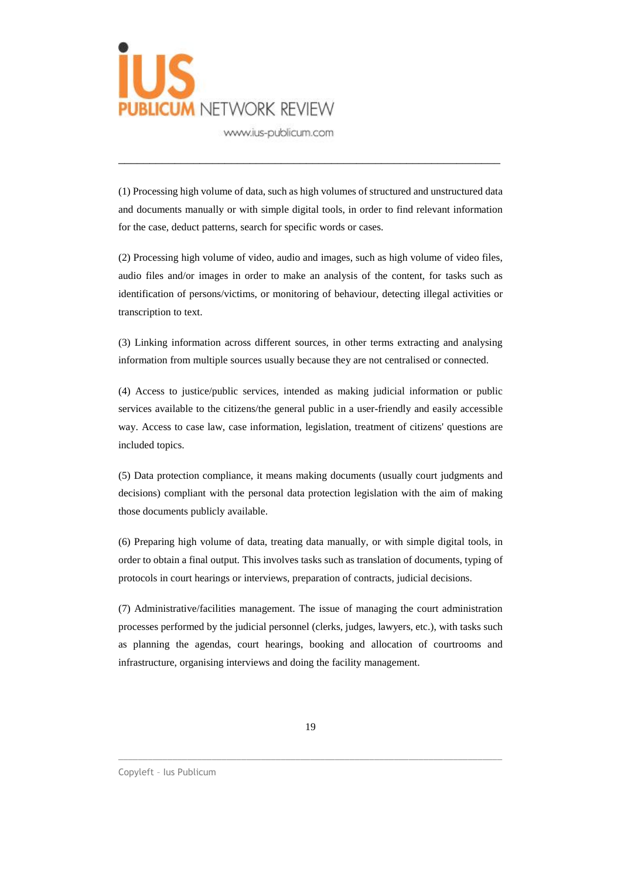(1) Processing high volume of data, such as high volumes of structured and unstructured data and documents manually or with simple digital tools, in order to find relevant information for the case, deduct patterns, search for specific words or cases.

(2) Processing high volume of video, audio and images, such as high volume of video files, audio files and/or images in order to make an analysis of the content, for tasks such as identification of persons/victims, or monitoring of behaviour, detecting illegal activities or transcription to text.

(3) Linking information across different sources, in other terms extracting and analysing information from multiple sources usually because they are not centralised or connected.

(4) Access to justice/public services, intended as making judicial information or public services available to the citizens/the general public in a user-friendly and easily accessible way. Access to case law, case information, legislation, treatment of citizens' questions are included topics.

(5) Data protection compliance, it means making documents (usually court judgments and decisions) compliant with the personal data protection legislation with the aim of making those documents publicly available.

(6) Preparing high volume of data, treating data manually, or with simple digital tools, in order to obtain a final output. This involves tasks such as translation of documents, typing of protocols in court hearings or interviews, preparation of contracts, judicial decisions.

(7) Administrative/facilities management. The issue of managing the court administration processes performed by the judicial personnel (clerks, judges, lawyers, etc.), with tasks such as planning the agendas, court hearings, booking and allocation of courtrooms and infrastructure, organising interviews and doing the facility management.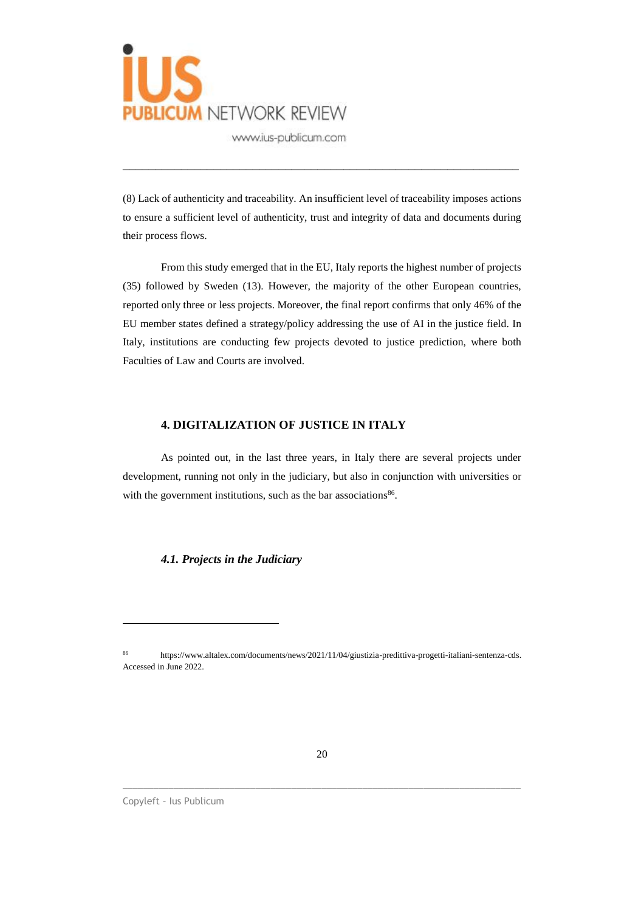(8) Lack of authenticity and traceability. An insufficient level of traceability imposes actions to ensure a sufficient level of authenticity, trust and integrity of data and documents during their process flows.

From this study emerged that in the EU, Italy reports the highest number of projects (35) followed by Sweden (13). However, the majority of the other European countries, reported only three or less projects. Moreover, the final report confirms that only 46% of the EU member states defined a strategy/policy addressing the use of AI in the justice field. In Italy, institutions are conducting few projects devoted to justice prediction, where both Faculties of Law and Courts are involved.

## 4. DIGITALIZATION OF JUSTICE IN ITALY

As pointed out, in the last three years, in Italy there are several projects under development, running not only in the judiciary, but also in conjunction with universities or with the government institutions, such as the bar associations[86].

### *4.1. Projects in the Judiciary*

---

[86] https://www.altalex.com/documents/news/2021/11/04/giustizia-predittiva-progetti-italiani-sentenza-cds. Accessed in June 2022.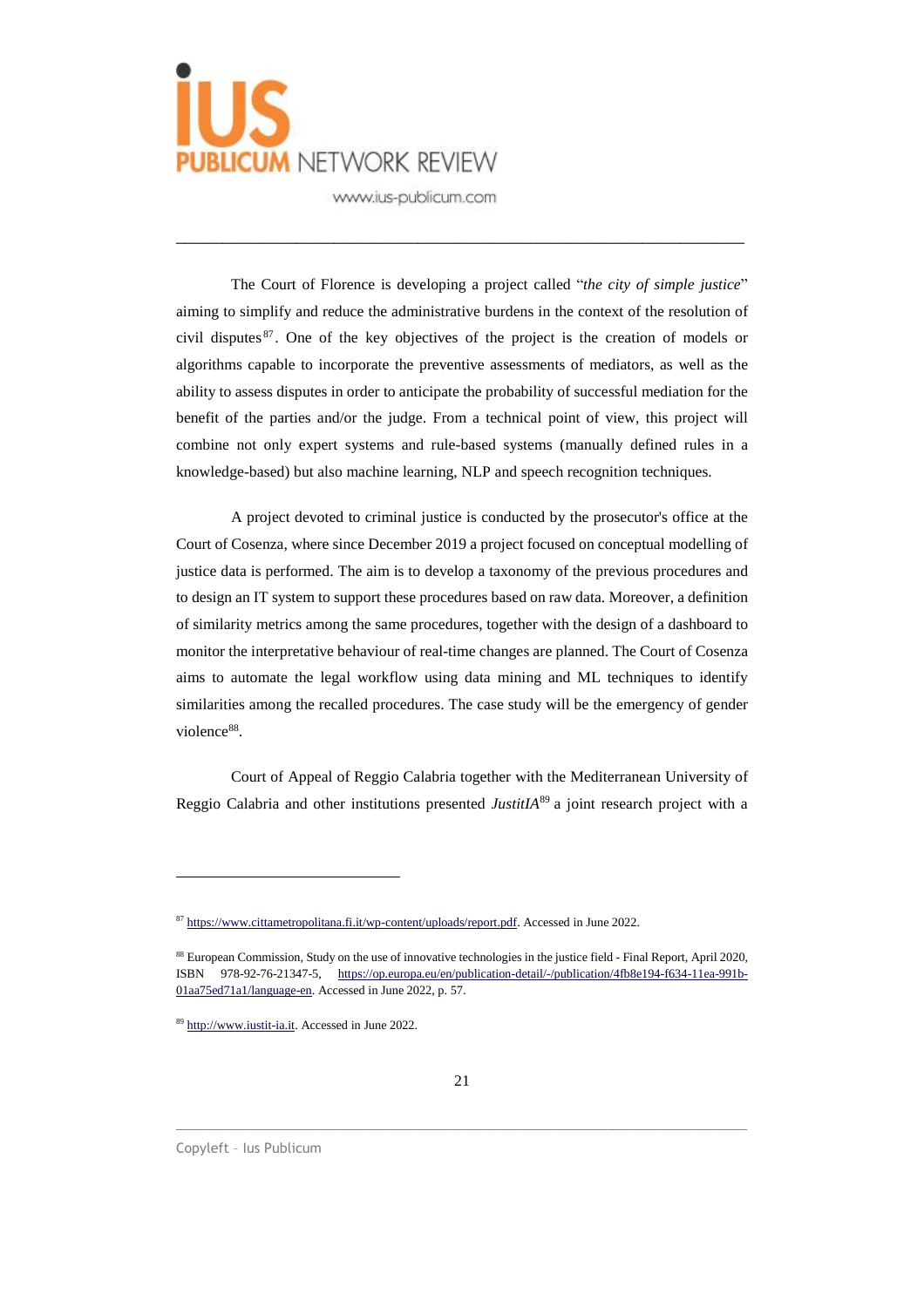The Court of Florence is developing a project called "*the city of simple justice*" aiming to simplify and reduce the administrative burdens in the context of the resolution of civil disputes[87]. One of the key objectives of the project is the creation of models or algorithms capable to incorporate the preventive assessments of mediators, as well as the ability to assess disputes in order to anticipate the probability of successful mediation for the benefit of the parties and/or the judge. From a technical point of view, this project will combine not only expert systems and rule-based systems (manually defined rules in a knowledge-based) but also machine learning, NLP and speech recognition techniques.

A project devoted to criminal justice is conducted by the prosecutor's office at the Court of Cosenza, where since December 2019 a project focused on conceptual modelling of justice data is performed. The aim is to develop a taxonomy of the previous procedures and to design an IT system to support these procedures based on raw data. Moreover, a definition of similarity metrics among the same procedures, together with the design of a dashboard to monitor the interpretative behaviour of real-time changes are planned. The Court of Cosenza aims to automate the legal workflow using data mining and ML techniques to identify similarities among the recalled procedures. The case study will be the emergency of gender violence[88].

Court of Appeal of Reggio Calabria together with the Mediterranean University of Reggio Calabria and other institutions presented *JustitIA*[89] a joint research project with a

---

[87] https://www.cittametropolitana.fi.it/wp-content/uploads/report.pdf. Accessed in June 2022.

[88] European Commission, Study on the use of innovative technologies in the justice field - Final Report, April 2020, ISBN 978-92-76-21347-5, https://op.europa.eu/en/publication-detail/-/publication/4fb8e194-f634-11ea-991b-01aa75ed71a1/language-en. Accessed in June 2022, p. 57.

[89] http://www.iustit-ia.it. Accessed in June 2022.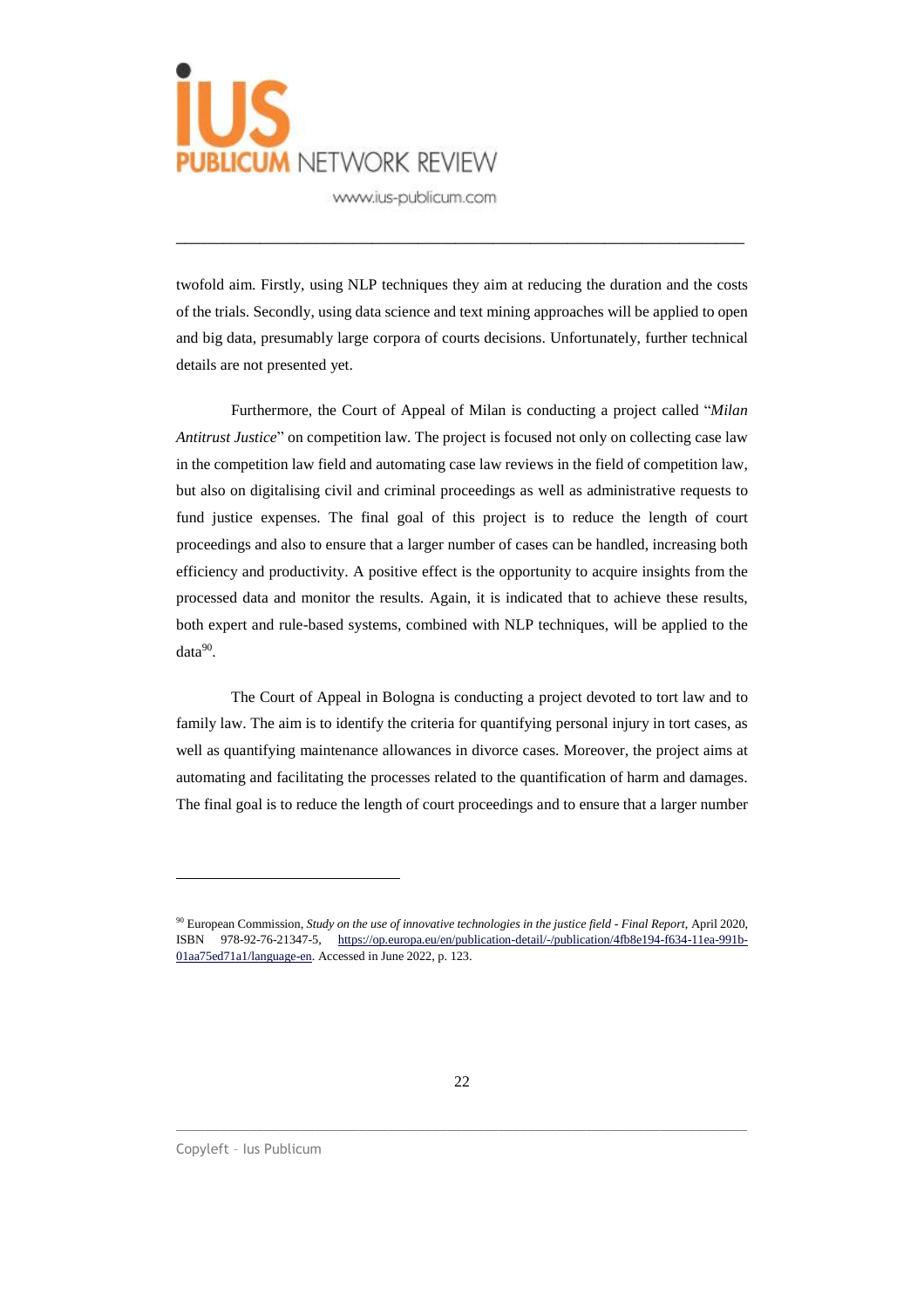twofold aim. Firstly, using NLP techniques they aim at reducing the duration and the costs of the trials. Secondly, using data science and text mining approaches will be applied to open and big data, presumably large corpora of courts decisions. Unfortunately, further technical details are not presented yet.

Furthermore, the Court of Appeal of Milan is conducting a project called "*Milan Antitrust Justice*" on competition law. The project is focused not only on collecting case law in the competition law field and automating case law reviews in the field of competition law, but also on digitalising civil and criminal proceedings as well as administrative requests to fund justice expenses. The final goal of this project is to reduce the length of court proceedings and also to ensure that a larger number of cases can be handled, increasing both efficiency and productivity. A positive effect is the opportunity to acquire insights from the processed data and monitor the results. Again, it is indicated that to achieve these results, both expert and rule-based systems, combined with NLP techniques, will be applied to the data[90].

The Court of Appeal in Bologna is conducting a project devoted to tort law and to family law. The aim is to identify the criteria for quantifying personal injury in tort cases, as well as quantifying maintenance allowances in divorce cases. Moreover, the project aims at automating and facilitating the processes related to the quantification of harm and damages. The final goal is to reduce the length of court proceedings and to ensure that a larger number

---

[90] European Commission, *Study on the use of innovative technologies in the justice field - Final Report*, April 2020, ISBN 978-92-76-21347-5, https://op.europa.eu/en/publication-detail/-/publication/4fb8e194-f634-11ea-991b-01aa75ed71a1/language-en. Accessed in June 2022, p. 123.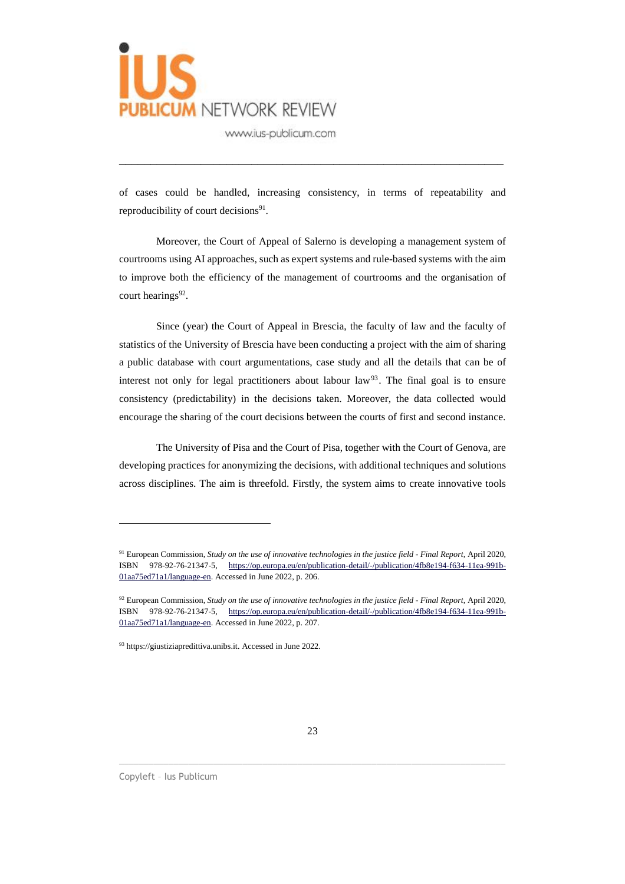of cases could be handled, increasing consistency, in terms of repeatability and reproducibility of court decisions[91].

Moreover, the Court of Appeal of Salerno is developing a management system of courtrooms using AI approaches, such as expert systems and rule-based systems with the aim to improve both the efficiency of the management of courtrooms and the organisation of court hearings[92].

Since (year) the Court of Appeal in Brescia, the faculty of law and the faculty of statistics of the University of Brescia have been conducting a project with the aim of sharing a public database with court argumentations, case study and all the details that can be of interest not only for legal practitioners about labour law[93]. The final goal is to ensure consistency (predictability) in the decisions taken. Moreover, the data collected would encourage the sharing of the court decisions between the courts of first and second instance.

The University of Pisa and the Court of Pisa, together with the Court of Genova, are developing practices for anonymizing the decisions, with additional techniques and solutions across disciplines. The aim is threefold. Firstly, the system aims to create innovative tools

---

[91] European Commission, *Study on the use of innovative technologies in the justice field - Final Report*, April 2020, ISBN 978-92-76-21347-5, https://op.europa.eu/en/publication-detail/-/publication/4fb8e194-f634-11ea-991b-01aa75ed71a1/language-en. Accessed in June 2022, p. 206.

[92] European Commission, *Study on the use of innovative technologies in the justice field - Final Report*, April 2020, ISBN 978-92-76-21347-5, https://op.europa.eu/en/publication-detail/-/publication/4fb8e194-f634-11ea-991b-01aa75ed71a1/language-en. Accessed in June 2022, p. 207.

[93] https://giustiziapredittiva.unibs.it. Accessed in June 2022.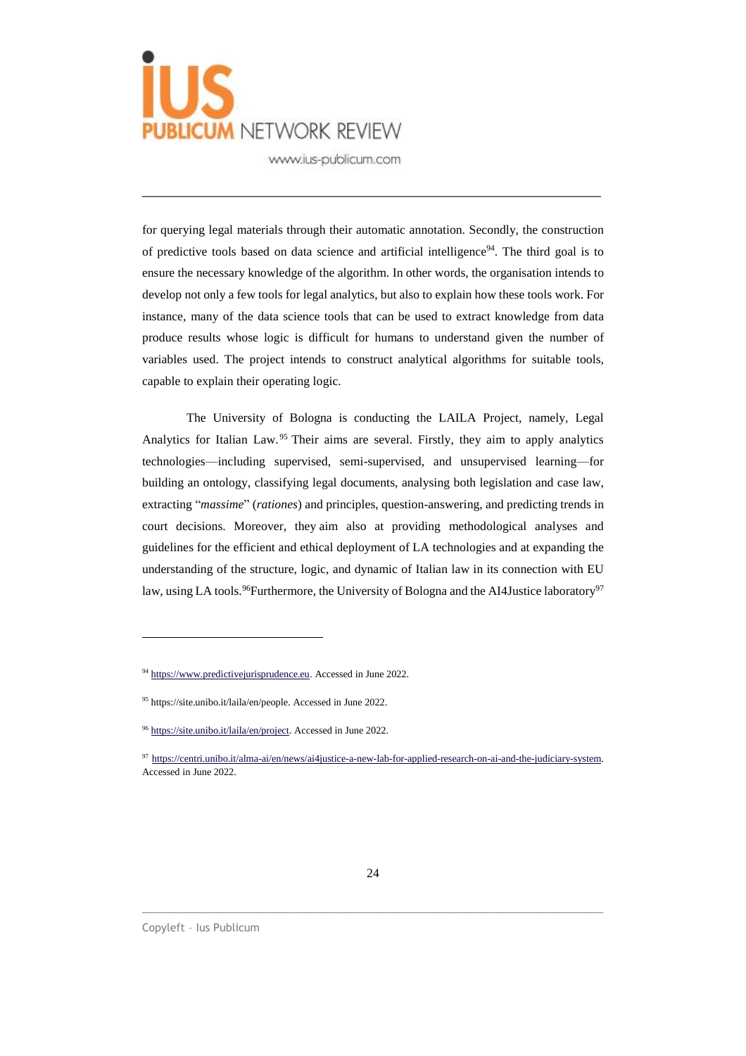for querying legal materials through their automatic annotation. Secondly, the construction of predictive tools based on data science and artificial intelligence[94]. The third goal is to ensure the necessary knowledge of the algorithm. In other words, the organisation intends to develop not only a few tools for legal analytics, but also to explain how these tools work. For instance, many of the data science tools that can be used to extract knowledge from data produce results whose logic is difficult for humans to understand given the number of variables used. The project intends to construct analytical algorithms for suitable tools, capable to explain their operating logic.

The University of Bologna is conducting the LAILA Project, namely, Legal Analytics for Italian Law.[95] Their aims are several. Firstly, they aim to apply analytics technologies—including supervised, semi-supervised, and unsupervised learning—for building an ontology, classifying legal documents, analysing both legislation and case law, extracting "*massime*" (*rationes*) and principles, question-answering, and predicting trends in court decisions. Moreover, they aim also at providing methodological analyses and guidelines for the efficient and ethical deployment of LA technologies and at expanding the understanding of the structure, logic, and dynamic of Italian law in its connection with EU law, using LA tools.[96]Furthermore, the University of Bologna and the AI4Justice laboratory[97]

---

[94] https://www.predictivejurisprudence.eu. Accessed in June 2022.

[95] https://site.unibo.it/laila/en/people. Accessed in June 2022.

[96] https://site.unibo.it/laila/en/project. Accessed in June 2022.

[97] https://centri.unibo.it/alma-ai/en/news/ai4justice-a-new-lab-for-applied-research-on-ai-and-the-judiciary-system. Accessed in June 2022.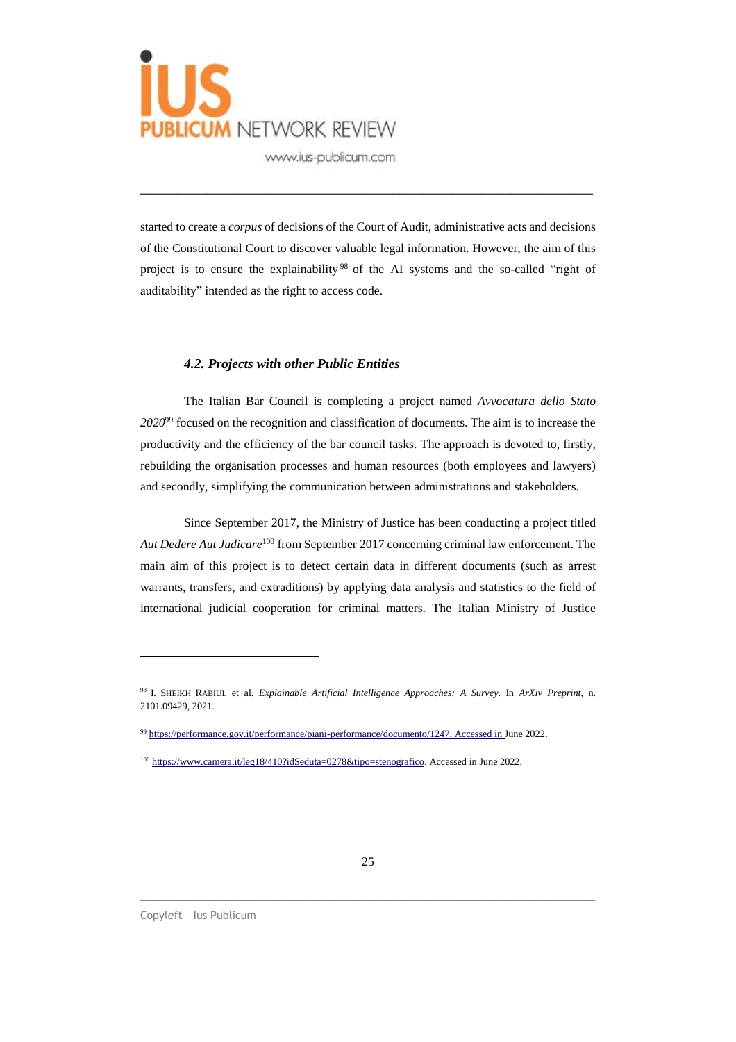started to create a *corpus* of decisions of the Court of Audit, administrative acts and decisions of the Constitutional Court to discover valuable legal information. However, the aim of this project is to ensure the explainability[98] of the AI systems and the so-called "right of auditability" intended as the right to access code.

#### *4.2. Projects with other Public Entities*

The Italian Bar Council is completing a project named *Avvocatura dello Stato 2020*[99] focused on the recognition and classification of documents. The aim is to increase the productivity and the efficiency of the bar council tasks. The approach is devoted to, firstly, rebuilding the organisation processes and human resources (both employees and lawyers) and secondly, simplifying the communication between administrations and stakeholders.

Since September 2017, the Ministry of Justice has been conducting a project titled *Aut Dedere Aut Judicare*[100] from September 2017 concerning criminal law enforcement. The main aim of this project is to detect certain data in different documents (such as arrest warrants, transfers, and extraditions) by applying data analysis and statistics to the field of international judicial cooperation for criminal matters. The Italian Ministry of Justice

---

[98] I. SHEIKH RABIUL et al. *Explainable Artificial Intelligence Approaches: A Survey*. In *ArXiv Preprint*, n. 2101.09429, 2021.

[99] https://performance.gov.it/performance/piani-performance/documento/1247. Accessed in June 2022.

[100] https://www.camera.it/leg18/410?idSeduta=0278&tipo=stenografico. Accessed in June 2022.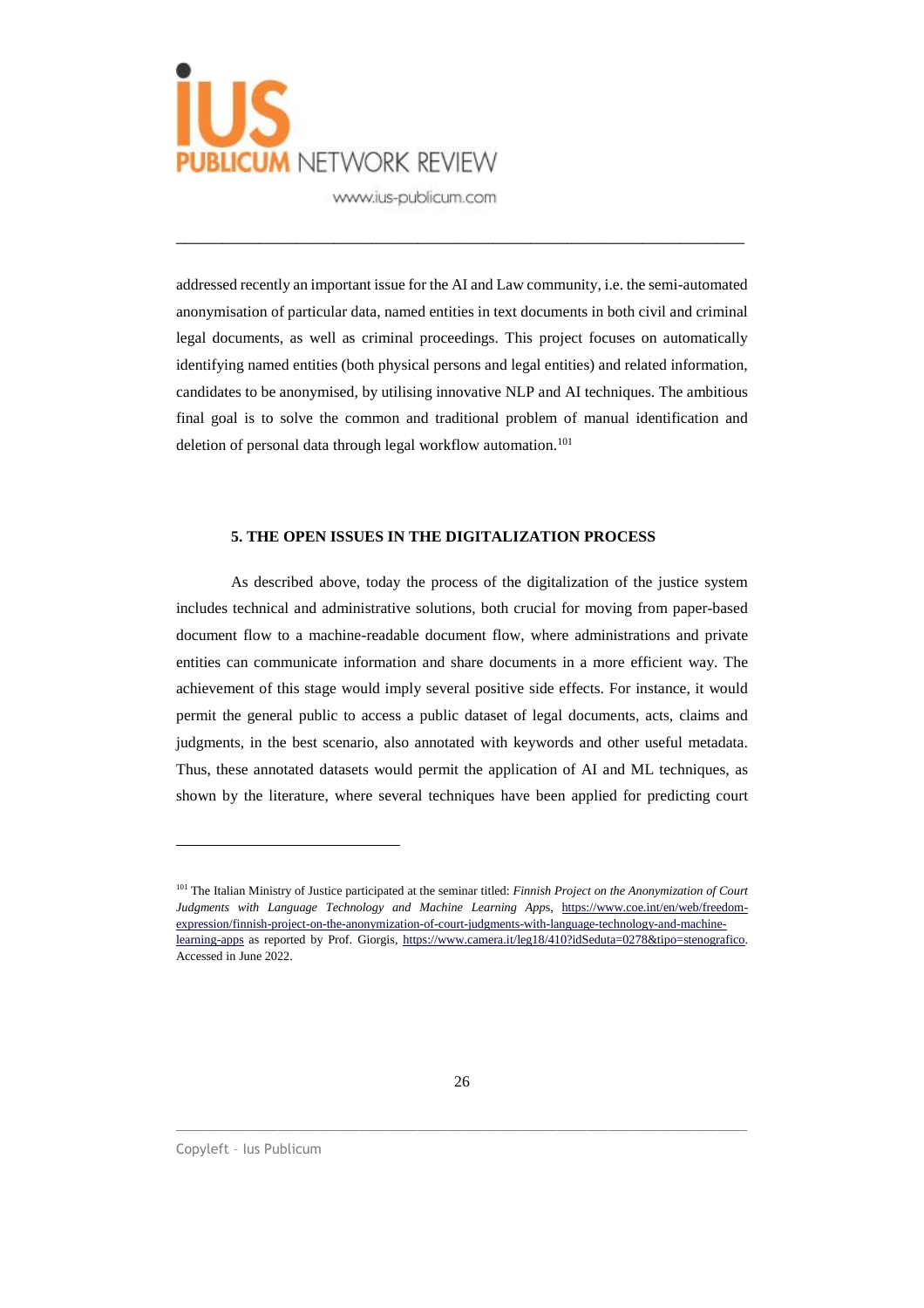addressed recently an important issue for the AI and Law community, i.e. the semi-automated anonymisation of particular data, named entities in text documents in both civil and criminal legal documents, as well as criminal proceedings. This project focuses on automatically identifying named entities (both physical persons and legal entities) and related information, candidates to be anonymised, by utilising innovative NLP and AI techniques. The ambitious final goal is to solve the common and traditional problem of manual identification and deletion of personal data through legal workflow automation.[101]

### 5. THE OPEN ISSUES IN THE DIGITALIZATION PROCESS

As described above, today the process of the digitalization of the justice system includes technical and administrative solutions, both crucial for moving from paper-based document flow to a machine-readable document flow, where administrations and private entities can communicate information and share documents in a more efficient way. The achievement of this stage would imply several positive side effects. For instance, it would permit the general public to access a public dataset of legal documents, acts, claims and judgments, in the best scenario, also annotated with keywords and other useful metadata. Thus, these annotated datasets would permit the application of AI and ML techniques, as shown by the literature, where several techniques have been applied for predicting court

---

[101] The Italian Ministry of Justice participated at the seminar titled: *Finnish Project on the Anonymization of Court Judgments with Language Technology and Machine Learning Apps*, https://www.coe.int/en/web/freedom-expression/finnish-project-on-the-anonymization-of-court-judgments-with-language-technology-and-machine-learning-apps as reported by Prof. Giorgis, https://www.camera.it/leg18/410?idSeduta=0278&tipo=stenografico. Accessed in June 2022.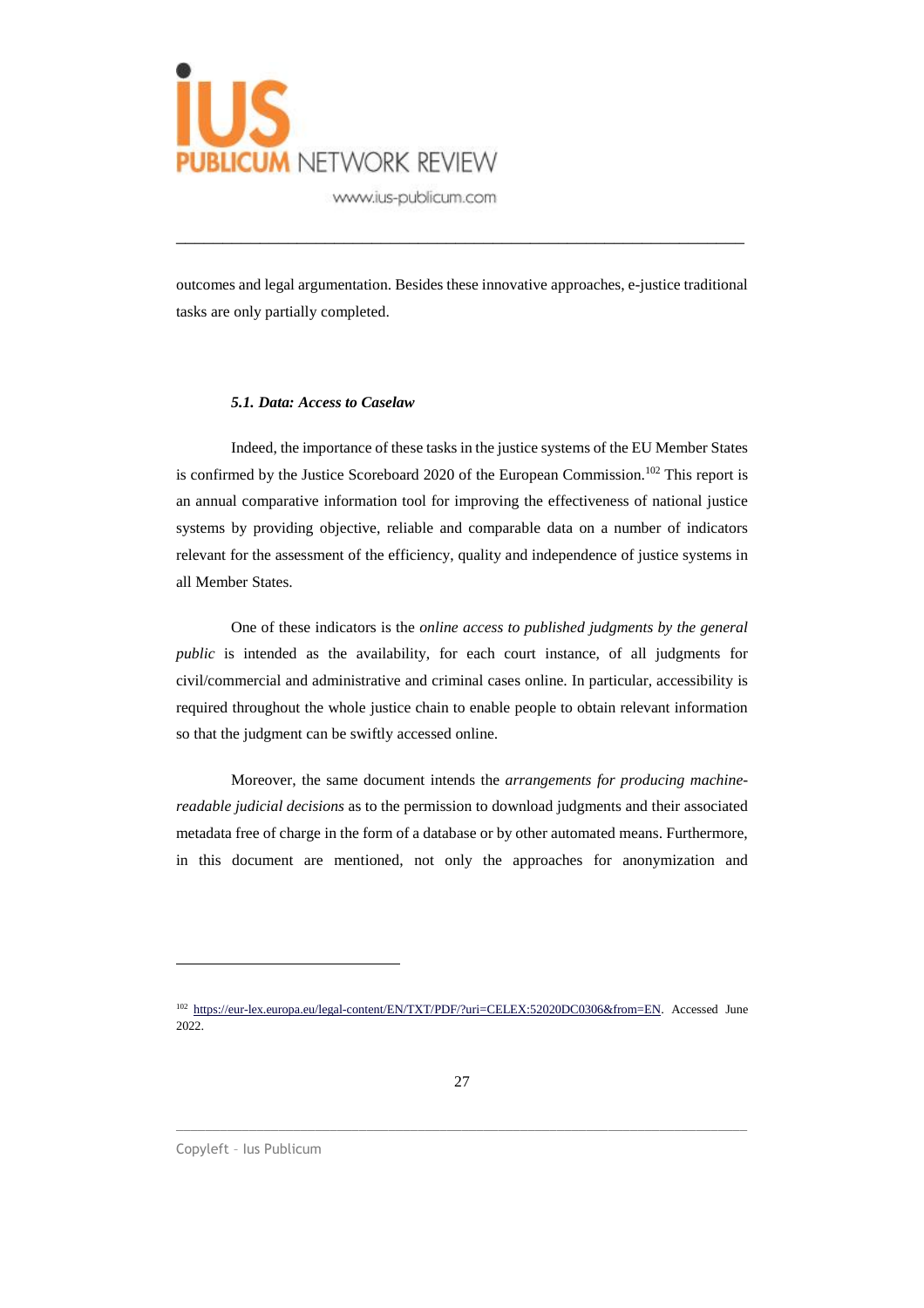outcomes and legal argumentation. Besides these innovative approaches, e-justice traditional tasks are only partially completed.

### *5.1. Data: Access to Caselaw*

Indeed, the importance of these tasks in the justice systems of the EU Member States is confirmed by the Justice Scoreboard 2020 of the European Commission.[102] This report is an annual comparative information tool for improving the effectiveness of national justice systems by providing objective, reliable and comparable data on a number of indicators relevant for the assessment of the efficiency, quality and independence of justice systems in all Member States.

One of these indicators is the *online access to published judgments by the general public* is intended as the availability, for each court instance, of all judgments for civil/commercial and administrative and criminal cases online. In particular, accessibility is required throughout the whole justice chain to enable people to obtain relevant information so that the judgment can be swiftly accessed online.

Moreover, the same document intends the *arrangements for producing machine-readable judicial decisions* as to the permission to download judgments and their associated metadata free of charge in the form of a database or by other automated means. Furthermore, in this document are mentioned, not only the approaches for anonymization and

---

[102] https://eur-lex.europa.eu/legal-content/EN/TXT/PDF/?uri=CELEX:52020DC0306&from=EN. Accessed June 2022.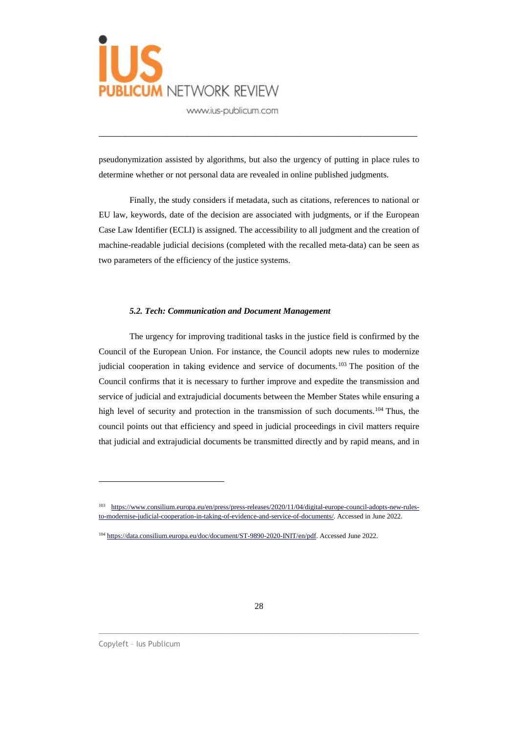pseudonymization assisted by algorithms, but also the urgency of putting in place rules to determine whether or not personal data are revealed in online published judgments.

Finally, the study considers if metadata, such as citations, references to national or EU law, keywords, date of the decision are associated with judgments, or if the European Case Law Identifier (ECLI) is assigned. The accessibility to all judgment and the creation of machine-readable judicial decisions (completed with the recalled meta-data) can be seen as two parameters of the efficiency of the justice systems.

### *5.2. Tech: Communication and Document Management*

The urgency for improving traditional tasks in the justice field is confirmed by the Council of the European Union. For instance, the Council adopts new rules to modernize judicial cooperation in taking evidence and service of documents.[103] The position of the Council confirms that it is necessary to further improve and expedite the transmission and service of judicial and extrajudicial documents between the Member States while ensuring a high level of security and protection in the transmission of such documents.[104] Thus, the council points out that efficiency and speed in judicial proceedings in civil matters require that judicial and extrajudicial documents be transmitted directly and by rapid means, and in

---

[103] https://www.consilium.europa.eu/en/press/press-releases/2020/11/04/digital-europe-council-adopts-new-rules-to-modernise-judicial-cooperation-in-taking-of-evidence-and-service-of-documents/. Accessed in June 2022.

[104] https://data.consilium.europa.eu/doc/document/ST-9890-2020-INIT/en/pdf. Accessed June 2022.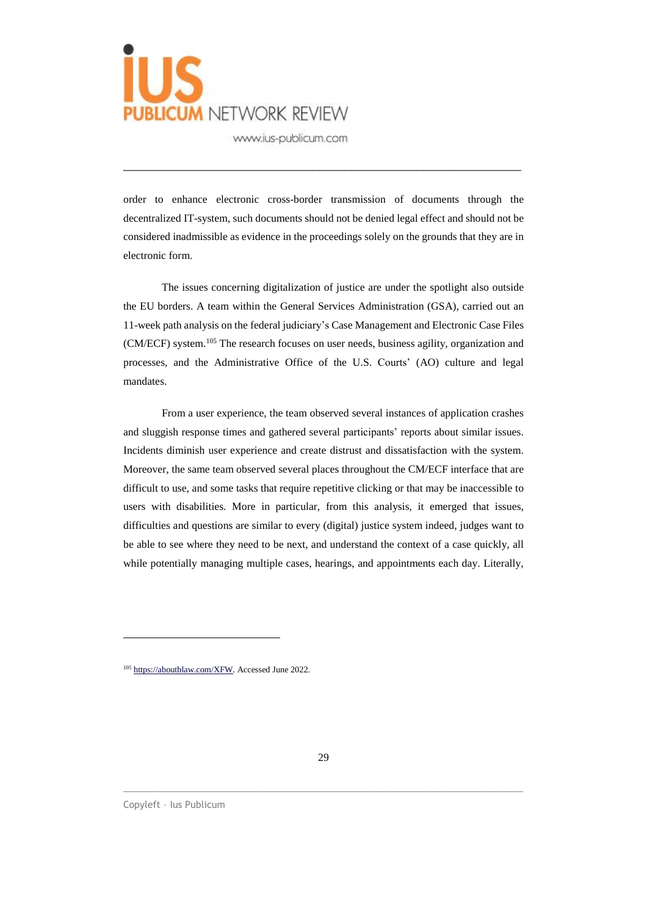order to enhance electronic cross-border transmission of documents through the decentralized IT-system, such documents should not be denied legal effect and should not be considered inadmissible as evidence in the proceedings solely on the grounds that they are in electronic form.

The issues concerning digitalization of justice are under the spotlight also outside the EU borders. A team within the General Services Administration (GSA), carried out an 11-week path analysis on the federal judiciary's Case Management and Electronic Case Files (CM/ECF) system.[105] The research focuses on user needs, business agility, organization and processes, and the Administrative Office of the U.S. Courts' (AO) culture and legal mandates.

From a user experience, the team observed several instances of application crashes and sluggish response times and gathered several participants' reports about similar issues. Incidents diminish user experience and create distrust and dissatisfaction with the system. Moreover, the same team observed several places throughout the CM/ECF interface that are difficult to use, and some tasks that require repetitive clicking or that may be inaccessible to users with disabilities. More in particular, from this analysis, it emerged that issues, difficulties and questions are similar to every (digital) justice system indeed, judges want to be able to see where they need to be next, and understand the context of a case quickly, all while potentially managing multiple cases, hearings, and appointments each day. Literally,

---

[105] https://aboutblaw.com/XFW. Accessed June 2022.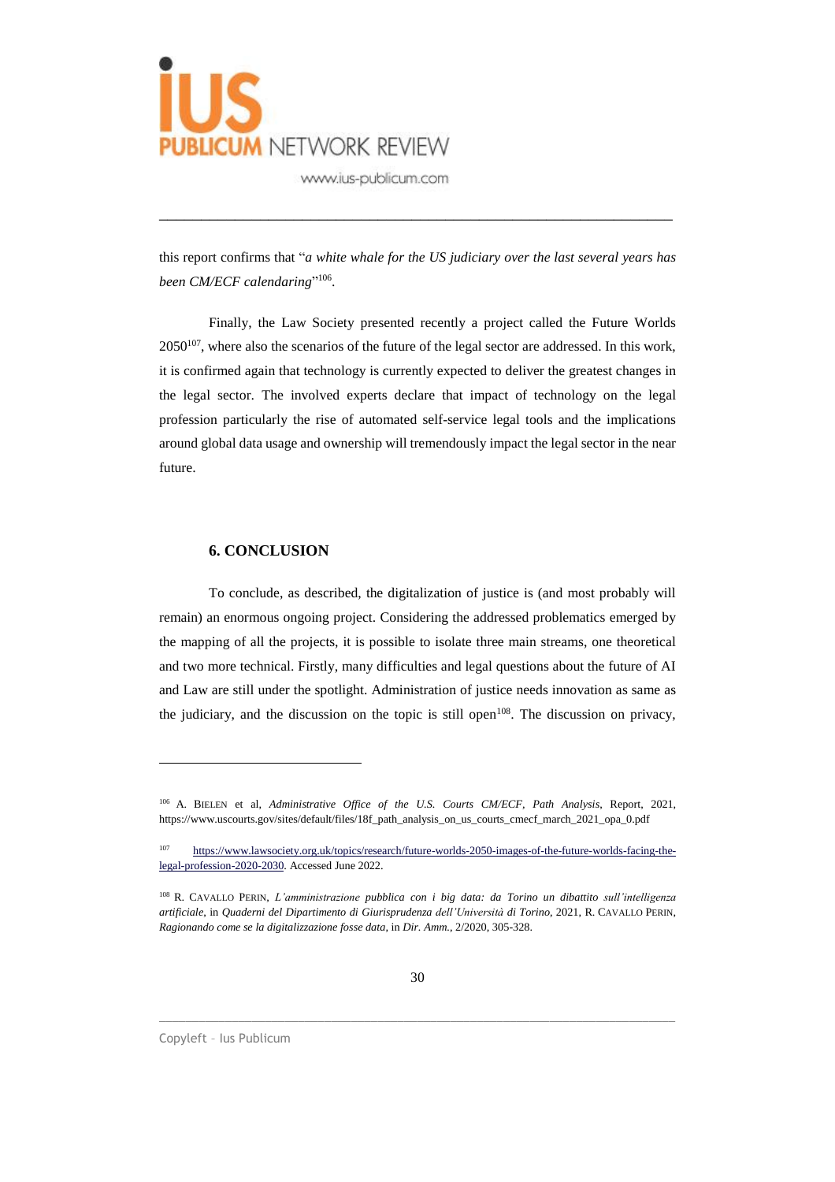this report confirms that "*a white whale for the US judiciary over the last several years has been CM/ECF calendaring*"[106].

Finally, the Law Society presented recently a project called the Future Worlds 2050[107], where also the scenarios of the future of the legal sector are addressed. In this work, it is confirmed again that technology is currently expected to deliver the greatest changes in the legal sector. The involved experts declare that impact of technology on the legal profession particularly the rise of automated self-service legal tools and the implications around global data usage and ownership will tremendously impact the legal sector in the near future.

## 6. CONCLUSION

To conclude, as described, the digitalization of justice is (and most probably will remain) an enormous ongoing project. Considering the addressed problematics emerged by the mapping of all the projects, it is possible to isolate three main streams, one theoretical and two more technical. Firstly, many difficulties and legal questions about the future of AI and Law are still under the spotlight. Administration of justice needs innovation as same as the judiciary, and the discussion on the topic is still open[108]. The discussion on privacy,

---

[106] A. BIELEN et al, *Administrative Office of the U.S. Courts CM/ECF, Path Analysis*, Report, 2021, https://www.uscourts.gov/sites/default/files/18f_path_analysis_on_us_courts_cmecf_march_2021_opa_0.pdf

[107] https://www.lawsociety.org.uk/topics/research/future-worlds-2050-images-of-the-future-worlds-facing-the-legal-profession-2020-2030. Accessed June 2022.

[108] R. CAVALLO PERIN, *L'amministrazione pubblica con i big data: da Torino un dibattito sull'intelligenza artificiale*, in *Quaderni del Dipartimento di Giurisprudenza dell'Università di Torino*, 2021, R. CAVALLO PERIN, *Ragionando come se la digitalizzazione fosse data*, in *Dir. Amm.*, 2/2020, 305-328.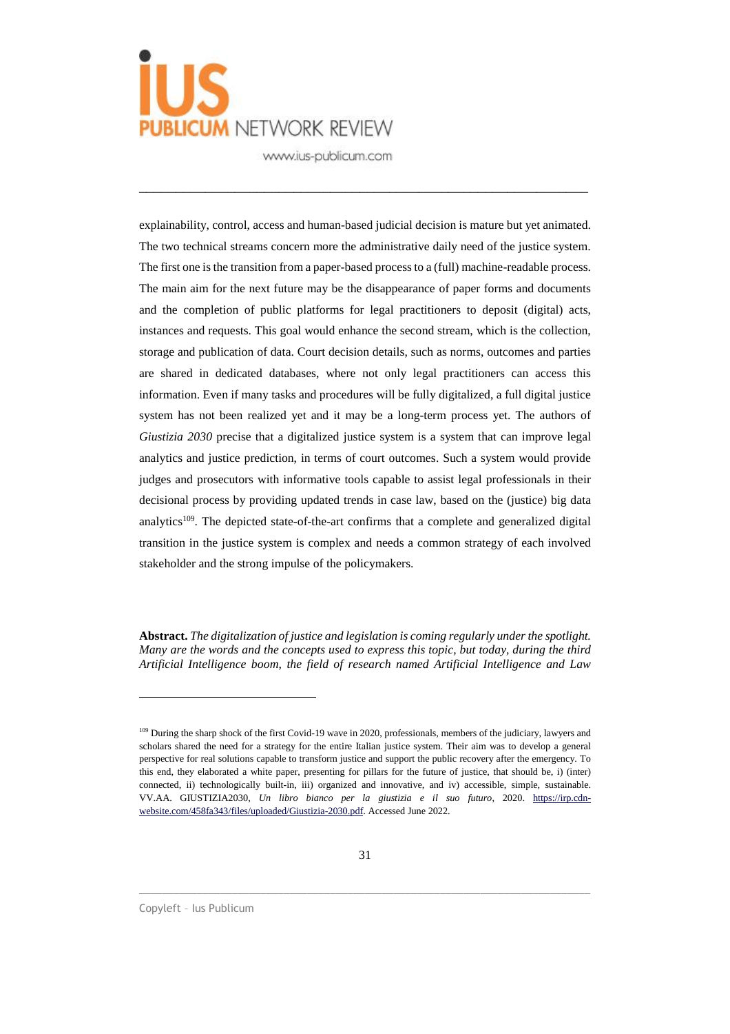explainability, control, access and human-based judicial decision is mature but yet animated. The two technical streams concern more the administrative daily need of the justice system. The first one is the transition from a paper-based process to a (full) machine-readable process. The main aim for the next future may be the disappearance of paper forms and documents and the completion of public platforms for legal practitioners to deposit (digital) acts, instances and requests. This goal would enhance the second stream, which is the collection, storage and publication of data. Court decision details, such as norms, outcomes and parties are shared in dedicated databases, where not only legal practitioners can access this information. Even if many tasks and procedures will be fully digitalized, a full digital justice system has not been realized yet and it may be a long-term process yet. The authors of *Giustizia 2030* precise that a digitalized justice system is a system that can improve legal analytics and justice prediction, in terms of court outcomes. Such a system would provide judges and prosecutors with informative tools capable to assist legal professionals in their decisional process by providing updated trends in case law, based on the (justice) big data analytics[109]. The depicted state-of-the-art confirms that a complete and generalized digital transition in the justice system is complex and needs a common strategy of each involved stakeholder and the strong impulse of the policymakers.

**Abstract.** *The digitalization of justice and legislation is coming regularly under the spotlight. Many are the words and the concepts used to express this topic, but today, during the third Artificial Intelligence boom, the field of research named Artificial Intelligence and Law*

---

[109] During the sharp shock of the first Covid-19 wave in 2020, professionals, members of the judiciary, lawyers and scholars shared the need for a strategy for the entire Italian justice system. Their aim was to develop a general perspective for real solutions capable to transform justice and support the public recovery after the emergency. To this end, they elaborated a white paper, presenting for pillars for the future of justice, that should be, i) (inter) connected, ii) technologically built-in, iii) organized and innovative, and iv) accessible, simple, sustainable. VV.AA. GIUSTIZIA2030, *Un libro bianco per la giustizia e il suo futuro*, 2020. https://irp.cdn-website.com/458fa343/files/uploaded/Giustizia-2030.pdf. Accessed June 2022.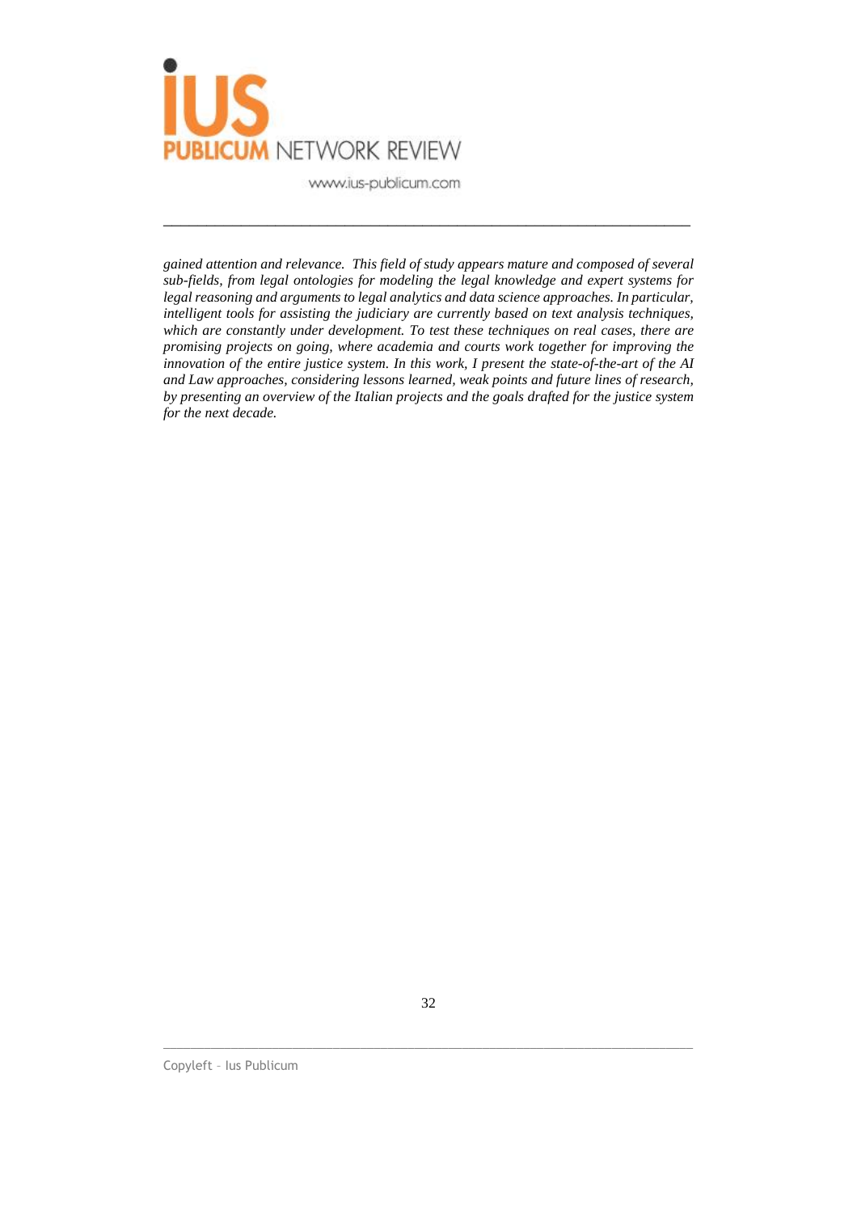*gained attention and relevance. This field of study appears mature and composed of several sub-fields, from legal ontologies for modeling the legal knowledge and expert systems for legal reasoning and arguments to legal analytics and data science approaches. In particular, intelligent tools for assisting the judiciary are currently based on text analysis techniques, which are constantly under development. To test these techniques on real cases, there are promising projects on going, where academia and courts work together for improving the innovation of the entire justice system. In this work, I present the state-of-the-art of the AI and Law approaches, considering lessons learned, weak points and future lines of research, by presenting an overview of the Italian projects and the goals drafted for the justice system for the next decade.*